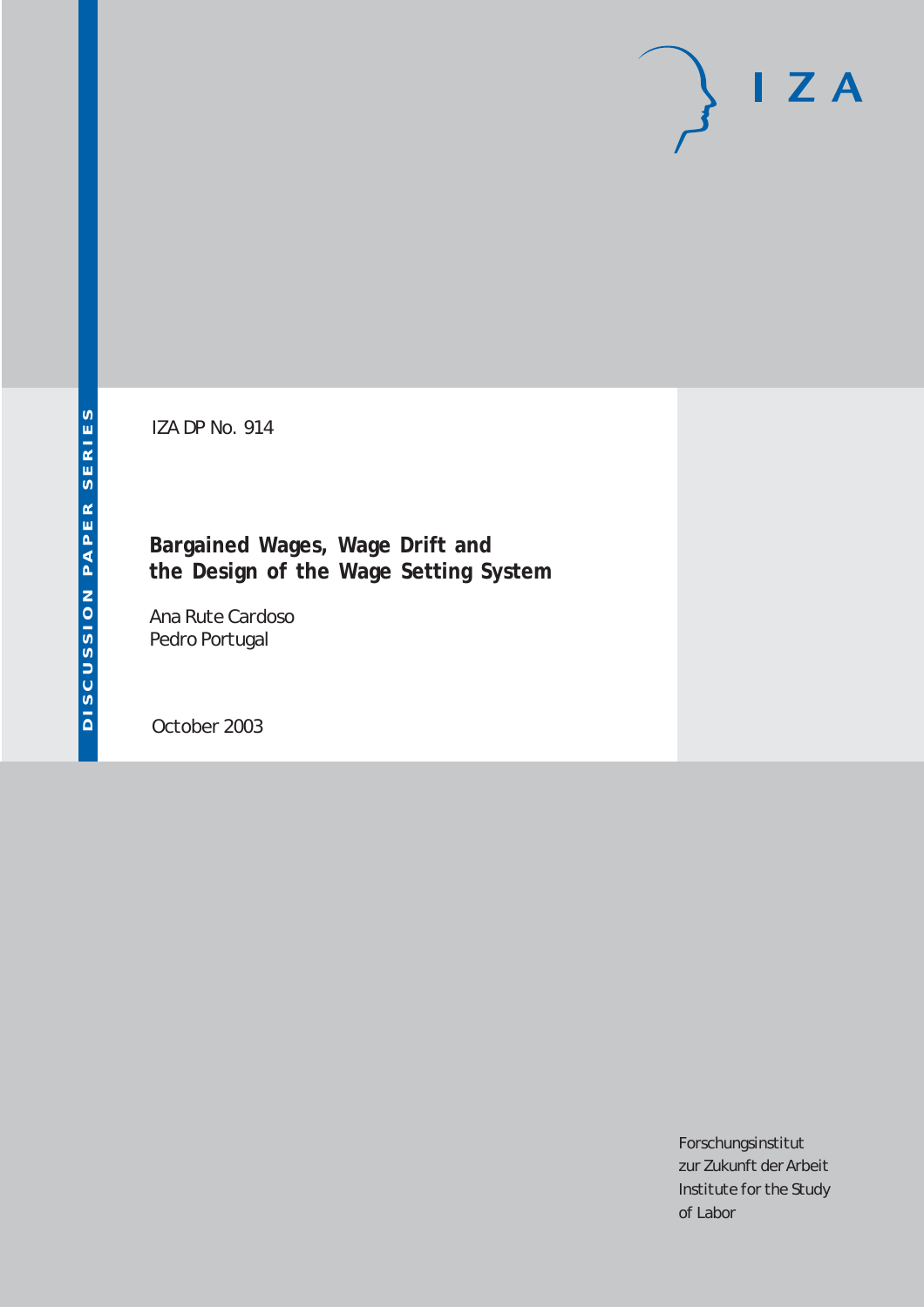IZA DP No. 914

# Bargained Wages, Wage Drift and the Design of the Wage Setting System

Ana Rute Cardoso
Pedro Portugal

October 2003

DISCUSSION PAPER SERIES

IZA

Forschungsinstitut
zur Zukunft der Arbeit
Institute for the Study
of Labor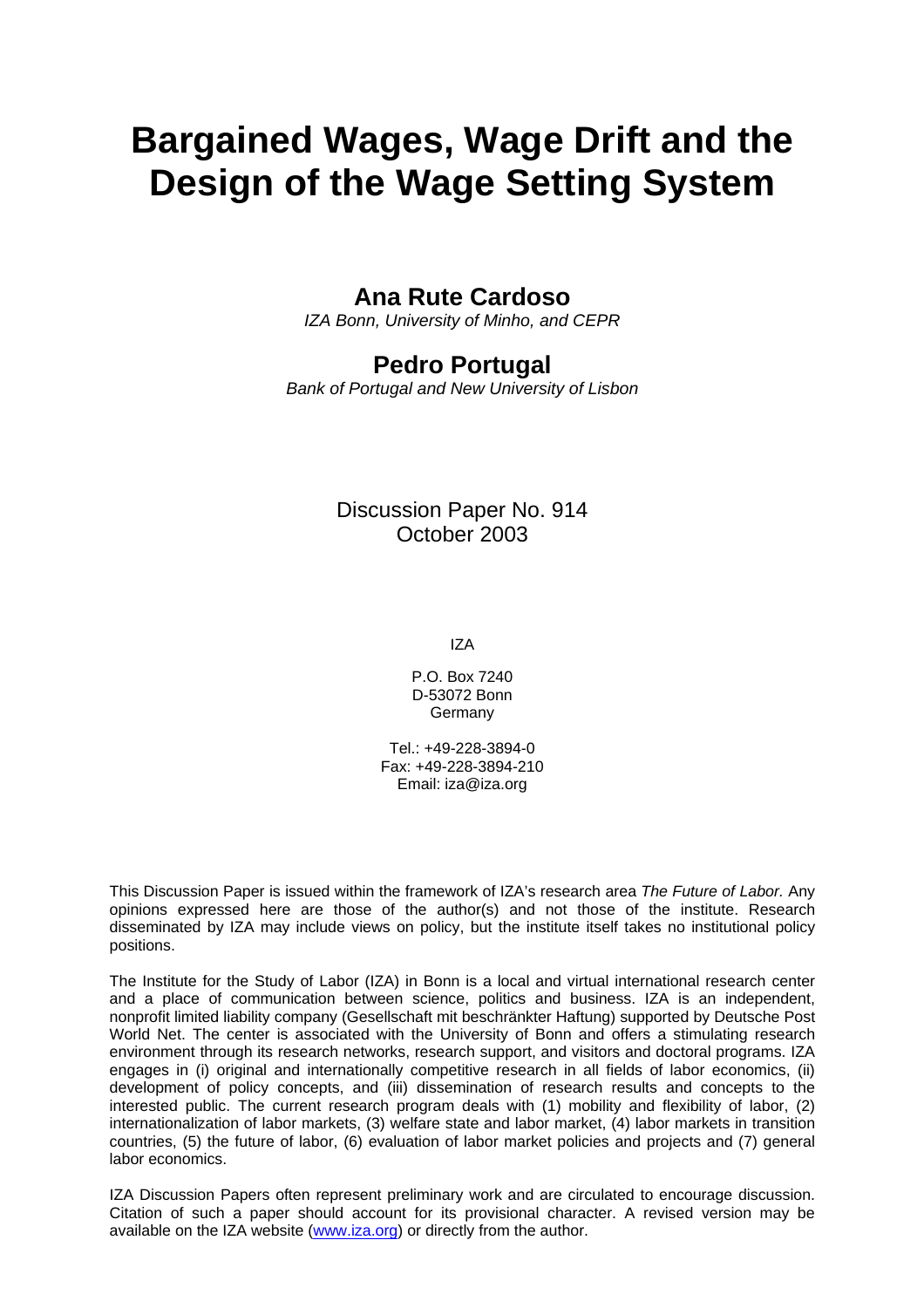# Bargained Wages, Wage Drift and the Design of the Wage Setting System

## Ana Rute Cardoso

*IZA Bonn, University of Minho, and CEPR*

## Pedro Portugal

*Bank of Portugal and New University of Lisbon*

Discussion Paper No. 914
October 2003

IZA

P.O. Box 7240
D-53072 Bonn
Germany

Tel.: +49-228-3894-0
Fax: +49-228-3894-210
Email: iza@iza.org

This Discussion Paper is issued within the framework of IZA's research area *The Future of Labor.* Any opinions expressed here are those of the author(s) and not those of the institute. Research disseminated by IZA may include views on policy, but the institute itself takes no institutional policy positions.

The Institute for the Study of Labor (IZA) in Bonn is a local and virtual international research center and a place of communication between science, politics and business. IZA is an independent, nonprofit limited liability company (Gesellschaft mit beschränkter Haftung) supported by Deutsche Post World Net. The center is associated with the University of Bonn and offers a stimulating research environment through its research networks, research support, and visitors and doctoral programs. IZA engages in (i) original and internationally competitive research in all fields of labor economics, (ii) development of policy concepts, and (iii) dissemination of research results and concepts to the interested public. The current research program deals with (1) mobility and flexibility of labor, (2) internationalization of labor markets, (3) welfare state and labor market, (4) labor markets in transition countries, (5) the future of labor, (6) evaluation of labor market policies and projects and (7) general labor economics.

IZA Discussion Papers often represent preliminary work and are circulated to encourage discussion. Citation of such a paper should account for its provisional character. A revised version may be available on the IZA website (www.iza.org) or directly from the author.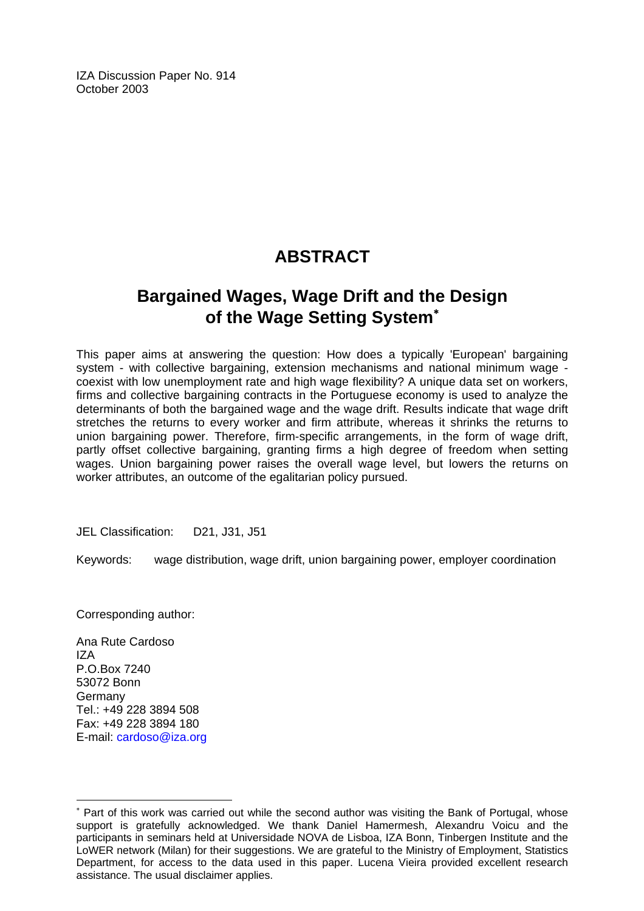IZA Discussion Paper No. 914
October 2003

# ABSTRACT

## Bargained Wages, Wage Drift and the Design of the Wage Setting System[*]

This paper aims at answering the question: How does a typically 'European' bargaining system - with collective bargaining, extension mechanisms and national minimum wage - coexist with low unemployment rate and high wage flexibility? A unique data set on workers, firms and collective bargaining contracts in the Portuguese economy is used to analyze the determinants of both the bargained wage and the wage drift. Results indicate that wage drift stretches the returns to every worker and firm attribute, whereas it shrinks the returns to union bargaining power. Therefore, firm-specific arrangements, in the form of wage drift, partly offset collective bargaining, granting firms a high degree of freedom when setting wages. Union bargaining power raises the overall wage level, but lowers the returns on worker attributes, an outcome of the egalitarian policy pursued.

JEL Classification: D21, J31, J51

Keywords: wage distribution, wage drift, union bargaining power, employer coordination

Corresponding author:

Ana Rute Cardoso
IZA
P.O.Box 7240
53072 Bonn
Germany
Tel.: +49 228 3894 508
Fax: +49 228 3894 180
E-mail: cardoso@iza.org

[*] Part of this work was carried out while the second author was visiting the Bank of Portugal, whose support is gratefully acknowledged. We thank Daniel Hamermesh, Alexandru Voicu and the participants in seminars held at Universidade NOVA de Lisboa, IZA Bonn, Tinbergen Institute and the LoWER network (Milan) for their suggestions. We are grateful to the Ministry of Employment, Statistics Department, for access to the data used in this paper. Lucena Vieira provided excellent research assistance. The usual disclaimer applies.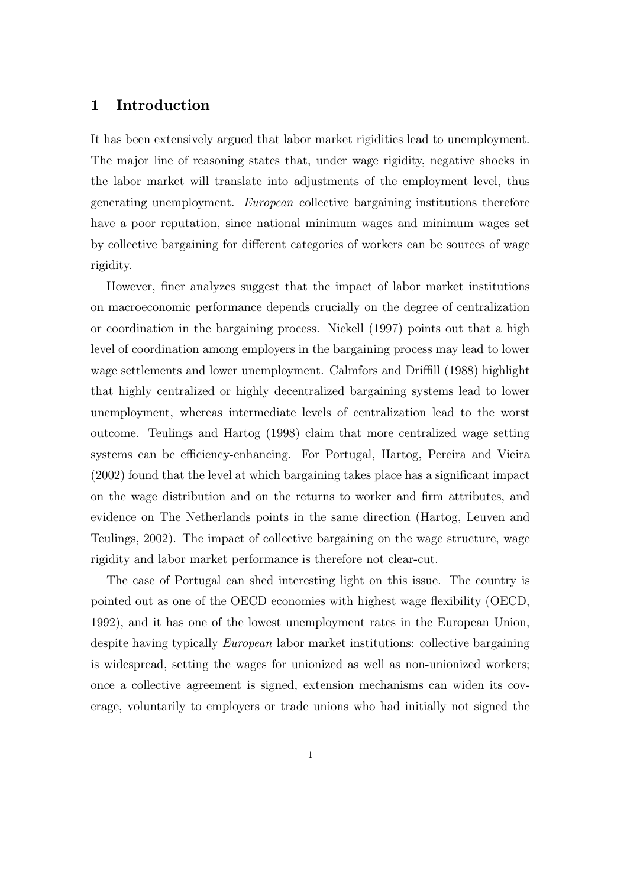## 1 Introduction

It has been extensively argued that labor market rigidities lead to unemployment. The major line of reasoning states that, under wage rigidity, negative shocks in the labor market will translate into adjustments of the employment level, thus generating unemployment. *European* collective bargaining institutions therefore have a poor reputation, since national minimum wages and minimum wages set by collective bargaining for different categories of workers can be sources of wage rigidity.

However, finer analyzes suggest that the impact of labor market institutions on macroeconomic performance depends crucially on the degree of centralization or coordination in the bargaining process. Nickell (1997) points out that a high level of coordination among employers in the bargaining process may lead to lower wage settlements and lower unemployment. Calmfors and Driffill (1988) highlight that highly centralized or highly decentralized bargaining systems lead to lower unemployment, whereas intermediate levels of centralization lead to the worst outcome. Teulings and Hartog (1998) claim that more centralized wage setting systems can be efficiency-enhancing. For Portugal, Hartog, Pereira and Vieira (2002) found that the level at which bargaining takes place has a significant impact on the wage distribution and on the returns to worker and firm attributes, and evidence on The Netherlands points in the same direction (Hartog, Leuven and Teulings, 2002). The impact of collective bargaining on the wage structure, wage rigidity and labor market performance is therefore not clear-cut.

The case of Portugal can shed interesting light on this issue. The country is pointed out as one of the OECD economies with highest wage flexibility (OECD, 1992), and it has one of the lowest unemployment rates in the European Union, despite having typically *European* labor market institutions: collective bargaining is widespread, setting the wages for unionized as well as non-unionized workers; once a collective agreement is signed, extension mechanisms can widen its coverage, voluntarily to employers or trade unions who had initially not signed the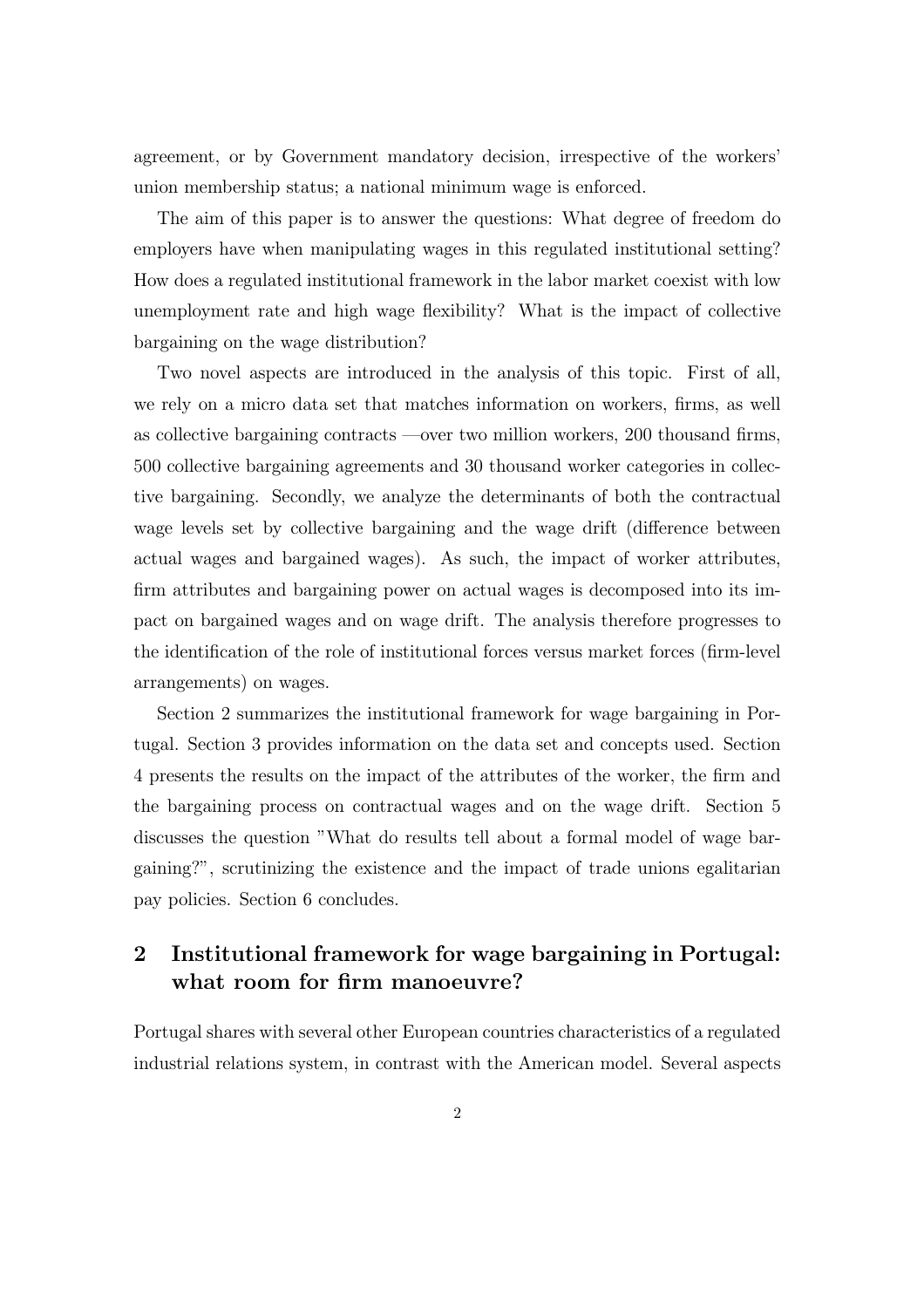agreement, or by Government mandatory decision, irrespective of the workers' union membership status; a national minimum wage is enforced.

The aim of this paper is to answer the questions: What degree of freedom do employers have when manipulating wages in this regulated institutional setting? How does a regulated institutional framework in the labor market coexist with low unemployment rate and high wage flexibility? What is the impact of collective bargaining on the wage distribution?

Two novel aspects are introduced in the analysis of this topic. First of all, we rely on a micro data set that matches information on workers, firms, as well as collective bargaining contracts —over two million workers, 200 thousand firms, 500 collective bargaining agreements and 30 thousand worker categories in collective bargaining. Secondly, we analyze the determinants of both the contractual wage levels set by collective bargaining and the wage drift (difference between actual wages and bargained wages). As such, the impact of worker attributes, firm attributes and bargaining power on actual wages is decomposed into its impact on bargained wages and on wage drift. The analysis therefore progresses to the identification of the role of institutional forces versus market forces (firm-level arrangements) on wages.

Section 2 summarizes the institutional framework for wage bargaining in Portugal. Section 3 provides information on the data set and concepts used. Section 4 presents the results on the impact of the attributes of the worker, the firm and the bargaining process on contractual wages and on the wage drift. Section 5 discusses the question "What do results tell about a formal model of wage bargaining?", scrutinizing the existence and the impact of trade unions egalitarian pay policies. Section 6 concludes.

## 2 Institutional framework for wage bargaining in Portugal: what room for firm manoeuvre?

Portugal shares with several other European countries characteristics of a regulated industrial relations system, in contrast with the American model. Several aspects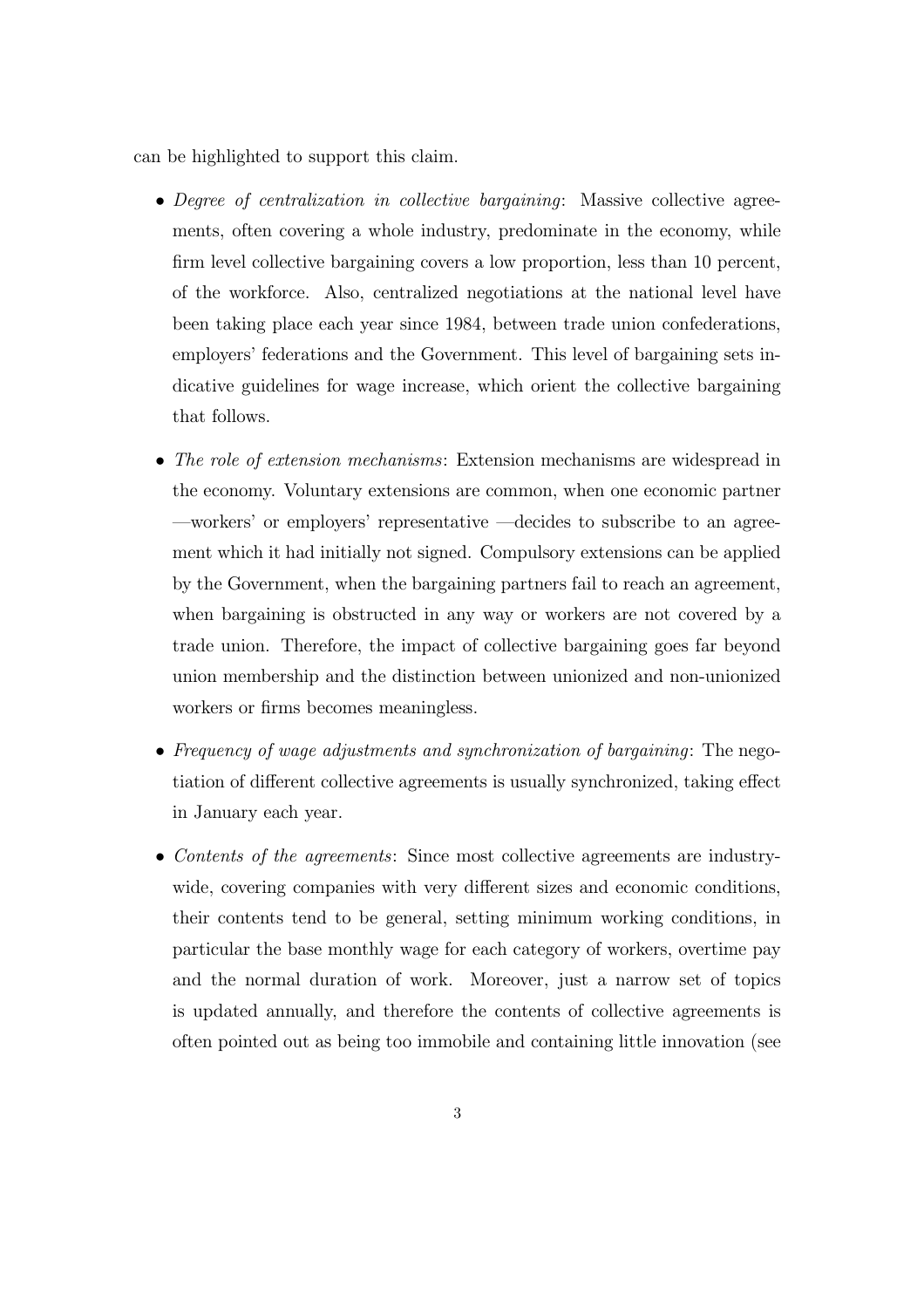can be highlighted to support this claim.

- *Degree of centralization in collective bargaining*: Massive collective agreements, often covering a whole industry, predominate in the economy, while firm level collective bargaining covers a low proportion, less than 10 percent, of the workforce. Also, centralized negotiations at the national level have been taking place each year since 1984, between trade union confederations, employers' federations and the Government. This level of bargaining sets indicative guidelines for wage increase, which orient the collective bargaining that follows.

- *The role of extension mechanisms*: Extension mechanisms are widespread in the economy. Voluntary extensions are common, when one economic partner —workers' or employers' representative —decides to subscribe to an agreement which it had initially not signed. Compulsory extensions can be applied by the Government, when the bargaining partners fail to reach an agreement, when bargaining is obstructed in any way or workers are not covered by a trade union. Therefore, the impact of collective bargaining goes far beyond union membership and the distinction between unionized and non-unionized workers or firms becomes meaningless.

- *Frequency of wage adjustments and synchronization of bargaining*: The negotiation of different collective agreements is usually synchronized, taking effect in January each year.

- *Contents of the agreements*: Since most collective agreements are industry-wide, covering companies with very different sizes and economic conditions, their contents tend to be general, setting minimum working conditions, in particular the base monthly wage for each category of workers, overtime pay and the normal duration of work. Moreover, just a narrow set of topics is updated annually, and therefore the contents of collective agreements is often pointed out as being too immobile and containing little innovation (see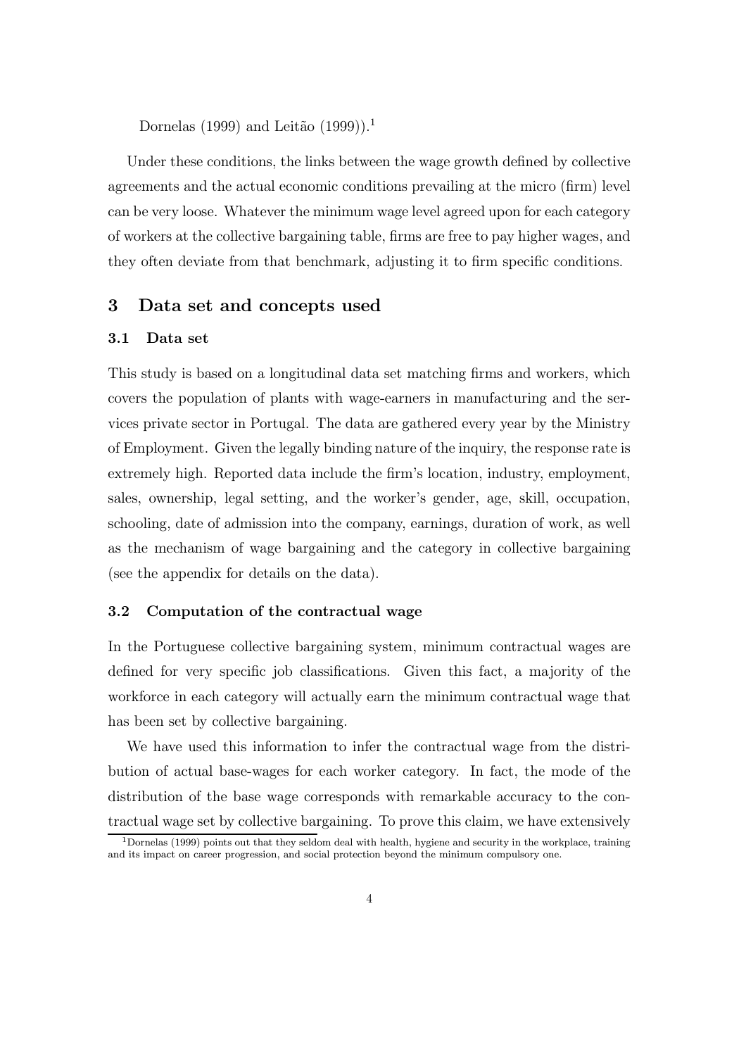Dornelas (1999) and Leitão (1999)).[1]

Under these conditions, the links between the wage growth defined by collective agreements and the actual economic conditions prevailing at the micro (firm) level can be very loose. Whatever the minimum wage level agreed upon for each category of workers at the collective bargaining table, firms are free to pay higher wages, and they often deviate from that benchmark, adjusting it to firm specific conditions.

## 3 Data set and concepts used

### 3.1 Data set

This study is based on a longitudinal data set matching firms and workers, which covers the population of plants with wage-earners in manufacturing and the services private sector in Portugal. The data are gathered every year by the Ministry of Employment. Given the legally binding nature of the inquiry, the response rate is extremely high. Reported data include the firm's location, industry, employment, sales, ownership, legal setting, and the worker's gender, age, skill, occupation, schooling, date of admission into the company, earnings, duration of work, as well as the mechanism of wage bargaining and the category in collective bargaining (see the appendix for details on the data).

### 3.2 Computation of the contractual wage

In the Portuguese collective bargaining system, minimum contractual wages are defined for very specific job classifications. Given this fact, a majority of the workforce in each category will actually earn the minimum contractual wage that has been set by collective bargaining.

We have used this information to infer the contractual wage from the distribution of actual base-wages for each worker category. In fact, the mode of the distribution of the base wage corresponds with remarkable accuracy to the contractual wage set by collective bargaining. To prove this claim, we have extensively

[1] Dornelas (1999) points out that they seldom deal with health, hygiene and security in the workplace, training and its impact on career progression, and social protection beyond the minimum compulsory one.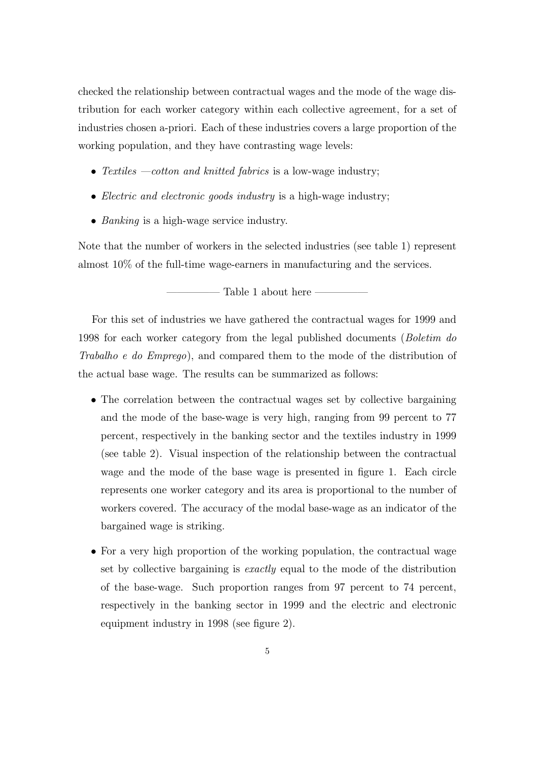checked the relationship between contractual wages and the mode of the wage distribution for each worker category within each collective agreement, for a set of industries chosen a-priori. Each of these industries covers a large proportion of the working population, and they have contrasting wage levels:

- *Textiles —cotton and knitted fabrics* is a low-wage industry;
- *Electric and electronic goods industry* is a high-wage industry;
- *Banking* is a high-wage service industry.

Note that the number of workers in the selected industries (see table 1) represent almost 10% of the full-time wage-earners in manufacturing and the services.

————— Table 1 about here —————

For this set of industries we have gathered the contractual wages for 1999 and 1998 for each worker category from the legal published documents (*Boletim do Trabalho e do Emprego*), and compared them to the mode of the distribution of the actual base wage. The results can be summarized as follows:

- The correlation between the contractual wages set by collective bargaining and the mode of the base-wage is very high, ranging from 99 percent to 77 percent, respectively in the banking sector and the textiles industry in 1999 (see table 2). Visual inspection of the relationship between the contractual wage and the mode of the base wage is presented in figure 1. Each circle represents one worker category and its area is proportional to the number of workers covered. The accuracy of the modal base-wage as an indicator of the bargained wage is striking.
- For a very high proportion of the working population, the contractual wage set by collective bargaining is *exactly* equal to the mode of the distribution of the base-wage. Such proportion ranges from 97 percent to 74 percent, respectively in the banking sector in 1999 and the electric and electronic equipment industry in 1998 (see figure 2).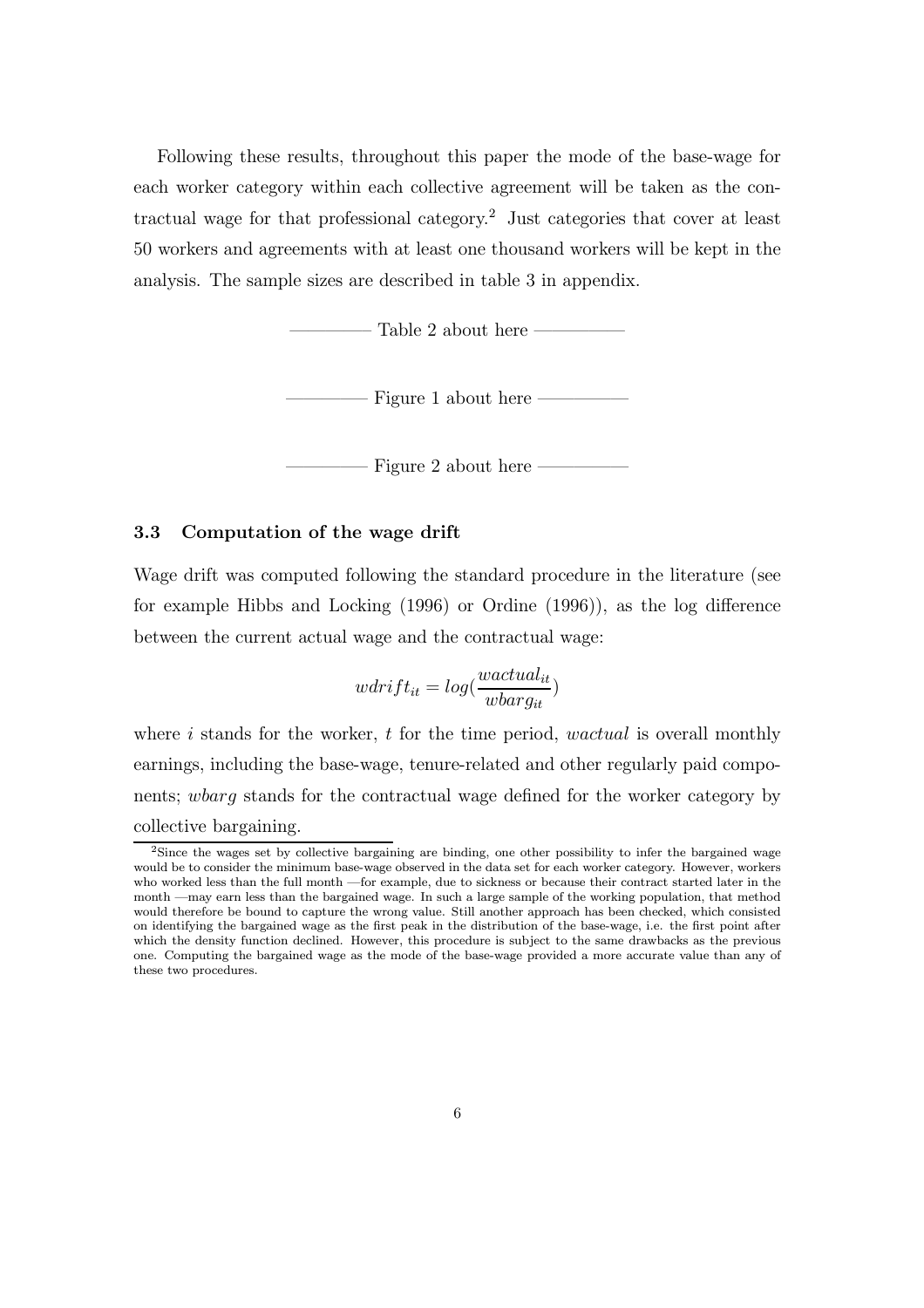Following these results, throughout this paper the mode of the base-wage for each worker category within each collective agreement will be taken as the contractual wage for that professional category.[2] Just categories that cover at least 50 workers and agreements with at least one thousand workers will be kept in the analysis. The sample sizes are described in table 3 in appendix.

————— Table 2 about here —————

————— Figure 1 about here —————

————— Figure 2 about here —————

### 3.3 Computation of the wage drift

Wage drift was computed following the standard procedure in the literature (see for example Hibbs and Locking (1996) or Ordine (1996)), as the log difference between the current actual wage and the contractual wage:

$$wdrift_{it} = log(\frac{wactual_{it}}{wbarg_{it}})$$

where $i$ stands for the worker, $t$ for the time period, *wactual* is overall monthly earnings, including the base-wage, tenure-related and other regularly paid components; *wbarg* stands for the contractual wage defined for the worker category by collective bargaining.

[2]Since the wages set by collective bargaining are binding, one other possibility to infer the bargained wage would be to consider the minimum base-wage observed in the data set for each worker category. However, workers who worked less than the full month —for example, due to sickness or because their contract started later in the month —may earn less than the bargained wage. In such a large sample of the working population, that method would therefore be bound to capture the wrong value. Still another approach has been checked, which consisted on identifying the bargained wage as the first peak in the distribution of the base-wage, i.e. the first point after which the density function declined. However, this procedure is subject to the same drawbacks as the previous one. Computing the bargained wage as the mode of the base-wage provided a more accurate value than any of these two procedures.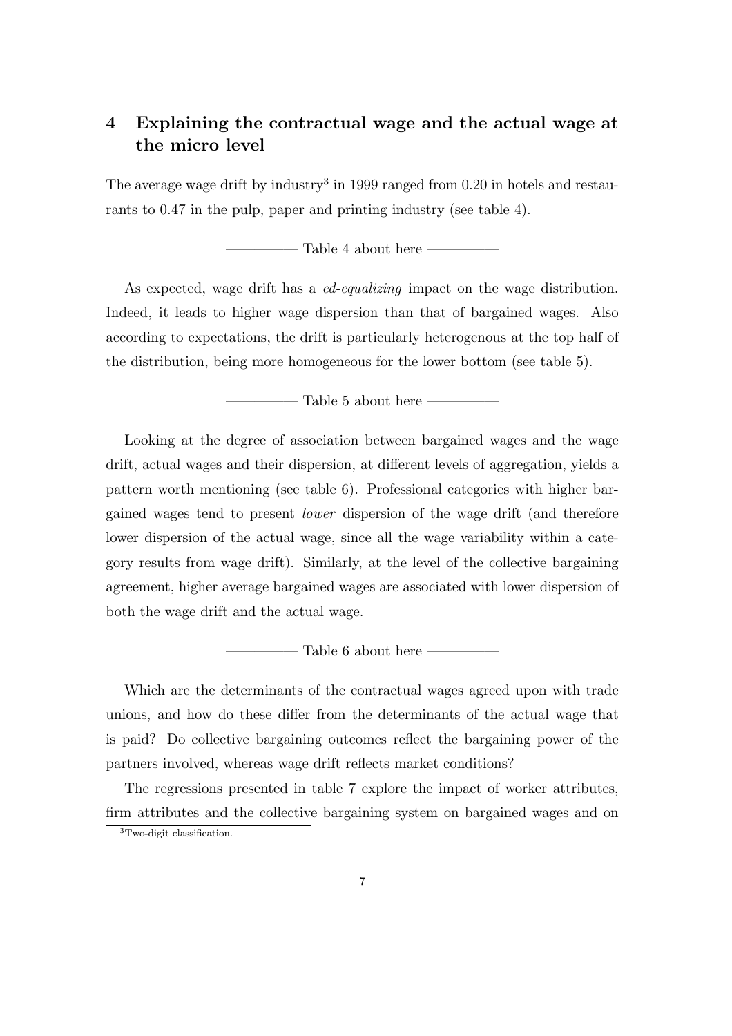## 4 Explaining the contractual wage and the actual wage at the micro level

The average wage drift by industry[3] in 1999 ranged from 0.20 in hotels and restaurants to 0.47 in the pulp, paper and printing industry (see table 4).

——— Table 4 about here ———

As expected, wage drift has a *ed-equalizing* impact on the wage distribution. Indeed, it leads to higher wage dispersion than that of bargained wages. Also according to expectations, the drift is particularly heterogenous at the top half of the distribution, being more homogeneous for the lower bottom (see table 5).

——— Table 5 about here ———

Looking at the degree of association between bargained wages and the wage drift, actual wages and their dispersion, at different levels of aggregation, yields a pattern worth mentioning (see table 6). Professional categories with higher bargained wages tend to present *lower* dispersion of the wage drift (and therefore lower dispersion of the actual wage, since all the wage variability within a category results from wage drift). Similarly, at the level of the collective bargaining agreement, higher average bargained wages are associated with lower dispersion of both the wage drift and the actual wage.

——— Table 6 about here ———

Which are the determinants of the contractual wages agreed upon with trade unions, and how do these differ from the determinants of the actual wage that is paid? Do collective bargaining outcomes reflect the bargaining power of the partners involved, whereas wage drift reflects market conditions?

The regressions presented in table 7 explore the impact of worker attributes, firm attributes and the collective bargaining system on bargained wages and on

[3] Two-digit classification.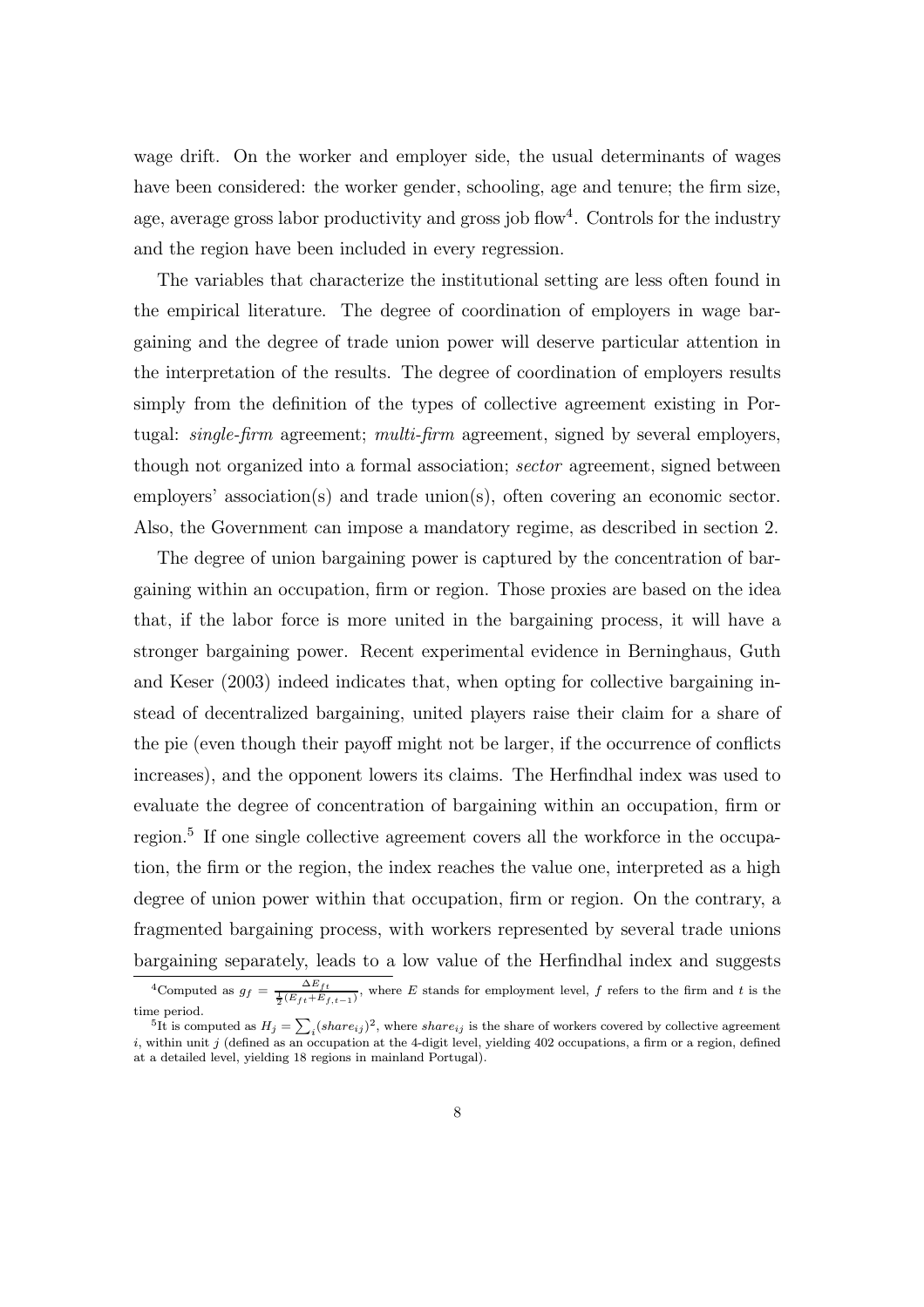wage drift. On the worker and employer side, the usual determinants of wages have been considered: the worker gender, schooling, age and tenure; the firm size, age, average gross labor productivity and gross job flow[4]. Controls for the industry and the region have been included in every regression.

The variables that characterize the institutional setting are less often found in the empirical literature. The degree of coordination of employers in wage bargaining and the degree of trade union power will deserve particular attention in the interpretation of the results. The degree of coordination of employers results simply from the definition of the types of collective agreement existing in Portugal: *single-firm* agreement; *multi-firm* agreement, signed by several employers, though not organized into a formal association; *sector* agreement, signed between employers' association(s) and trade union(s), often covering an economic sector. Also, the Government can impose a mandatory regime, as described in section 2.

The degree of union bargaining power is captured by the concentration of bargaining within an occupation, firm or region. Those proxies are based on the idea that, if the labor force is more united in the bargaining process, it will have a stronger bargaining power. Recent experimental evidence in Berninghaus, Guth and Keser (2003) indeed indicates that, when opting for collective bargaining instead of decentralized bargaining, united players raise their claim for a share of the pie (even though their payoff might not be larger, if the occurrence of conflicts increases), and the opponent lowers its claims. The Herfindhal index was used to evaluate the degree of concentration of bargaining within an occupation, firm or region.[5] If one single collective agreement covers all the workforce in the occupation, the firm or the region, the index reaches the value one, interpreted as a high degree of union power within that occupation, firm or region. On the contrary, a fragmented bargaining process, with workers represented by several trade unions bargaining separately, leads to a low value of the Herfindhal index and suggests

---

[4] Computed as $g_f = \frac{\Delta E_{ft}}{\frac{1}{2}(E_{ft}+E_{f,t-1})}$, where $E$ stands for employment level, $f$ refers to the firm and $t$ is the time period.

[5] It is computed as $H_j = \sum_i (share_{ij})^2$, where $share_{ij}$ is the share of workers covered by collective agreement $i$, within unit $j$ (defined as an occupation at the 4-digit level, yielding 402 occupations, a firm or a region, defined at a detailed level, yielding 18 regions in mainland Portugal).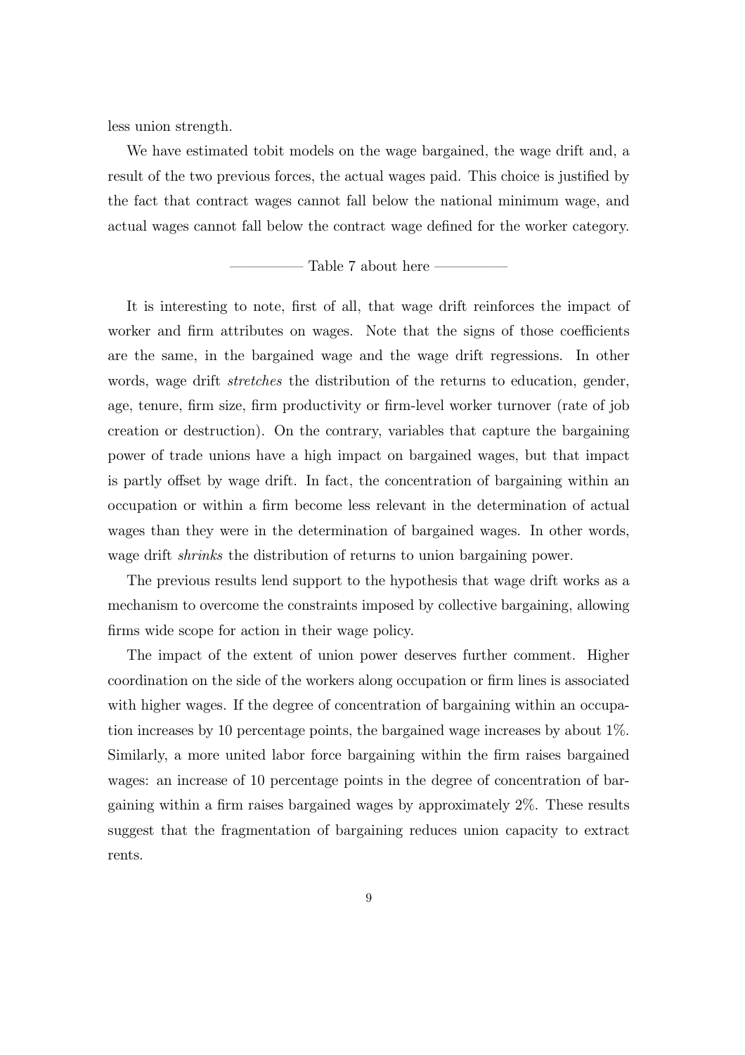less union strength.

We have estimated tobit models on the wage bargained, the wage drift and, a result of the two previous forces, the actual wages paid. This choice is justified by the fact that contract wages cannot fall below the national minimum wage, and actual wages cannot fall below the contract wage defined for the worker category.

————— Table 7 about here —————

It is interesting to note, first of all, that wage drift reinforces the impact of worker and firm attributes on wages. Note that the signs of those coefficients are the same, in the bargained wage and the wage drift regressions. In other words, wage drift *stretches* the distribution of the returns to education, gender, age, tenure, firm size, firm productivity or firm-level worker turnover (rate of job creation or destruction). On the contrary, variables that capture the bargaining power of trade unions have a high impact on bargained wages, but that impact is partly offset by wage drift. In fact, the concentration of bargaining within an occupation or within a firm become less relevant in the determination of actual wages than they were in the determination of bargained wages. In other words, wage drift *shrinks* the distribution of returns to union bargaining power.

The previous results lend support to the hypothesis that wage drift works as a mechanism to overcome the constraints imposed by collective bargaining, allowing firms wide scope for action in their wage policy.

The impact of the extent of union power deserves further comment. Higher coordination on the side of the workers along occupation or firm lines is associated with higher wages. If the degree of concentration of bargaining within an occupation increases by 10 percentage points, the bargained wage increases by about 1%. Similarly, a more united labor force bargaining within the firm raises bargained wages: an increase of 10 percentage points in the degree of concentration of bargaining within a firm raises bargained wages by approximately 2%. These results suggest that the fragmentation of bargaining reduces union capacity to extract rents.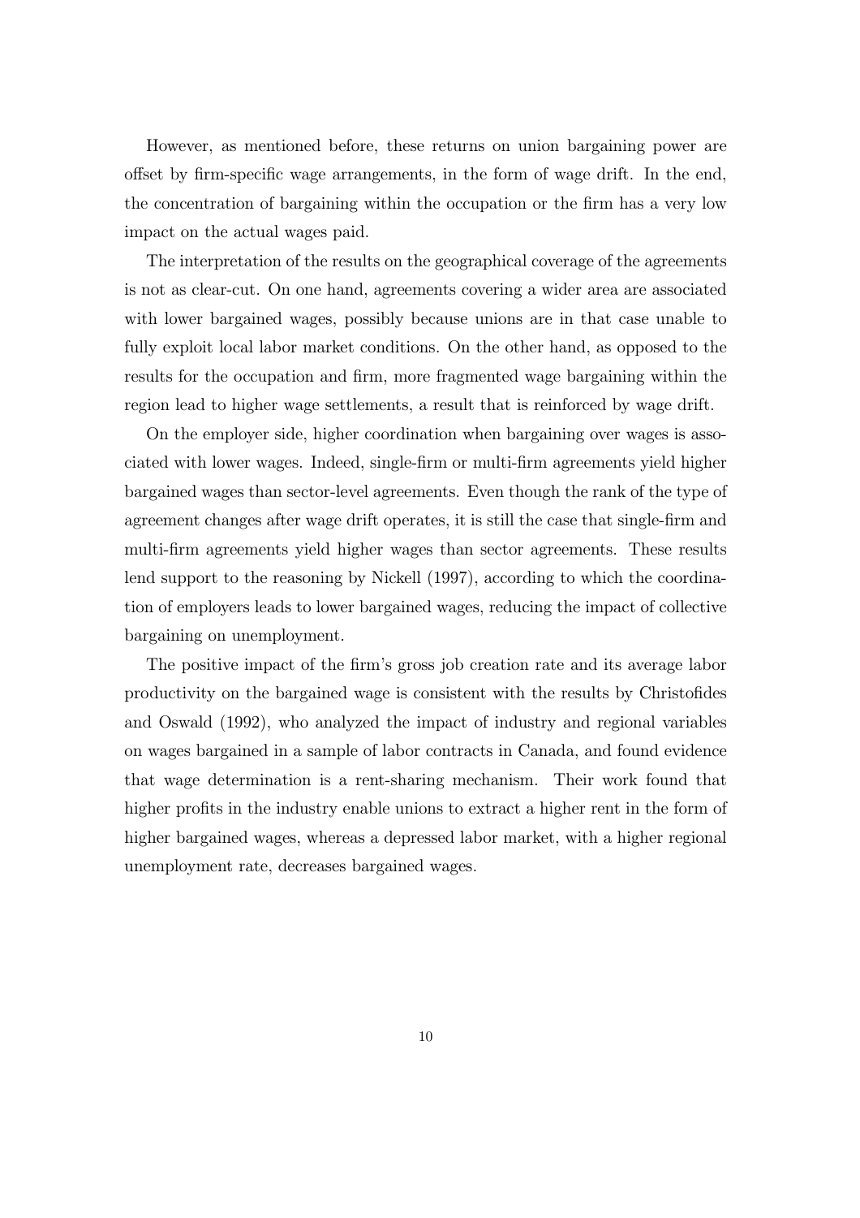However, as mentioned before, these returns on union bargaining power are offset by firm-specific wage arrangements, in the form of wage drift. In the end, the concentration of bargaining within the occupation or the firm has a very low impact on the actual wages paid.

The interpretation of the results on the geographical coverage of the agreements is not as clear-cut. On one hand, agreements covering a wider area are associated with lower bargained wages, possibly because unions are in that case unable to fully exploit local labor market conditions. On the other hand, as opposed to the results for the occupation and firm, more fragmented wage bargaining within the region lead to higher wage settlements, a result that is reinforced by wage drift.

On the employer side, higher coordination when bargaining over wages is associated with lower wages. Indeed, single-firm or multi-firm agreements yield higher bargained wages than sector-level agreements. Even though the rank of the type of agreement changes after wage drift operates, it is still the case that single-firm and multi-firm agreements yield higher wages than sector agreements. These results lend support to the reasoning by Nickell (1997), according to which the coordination of employers leads to lower bargained wages, reducing the impact of collective bargaining on unemployment.

The positive impact of the firm's gross job creation rate and its average labor productivity on the bargained wage is consistent with the results by Christofides and Oswald (1992), who analyzed the impact of industry and regional variables on wages bargained in a sample of labor contracts in Canada, and found evidence that wage determination is a rent-sharing mechanism. Their work found that higher profits in the industry enable unions to extract a higher rent in the form of higher bargained wages, whereas a depressed labor market, with a higher regional unemployment rate, decreases bargained wages.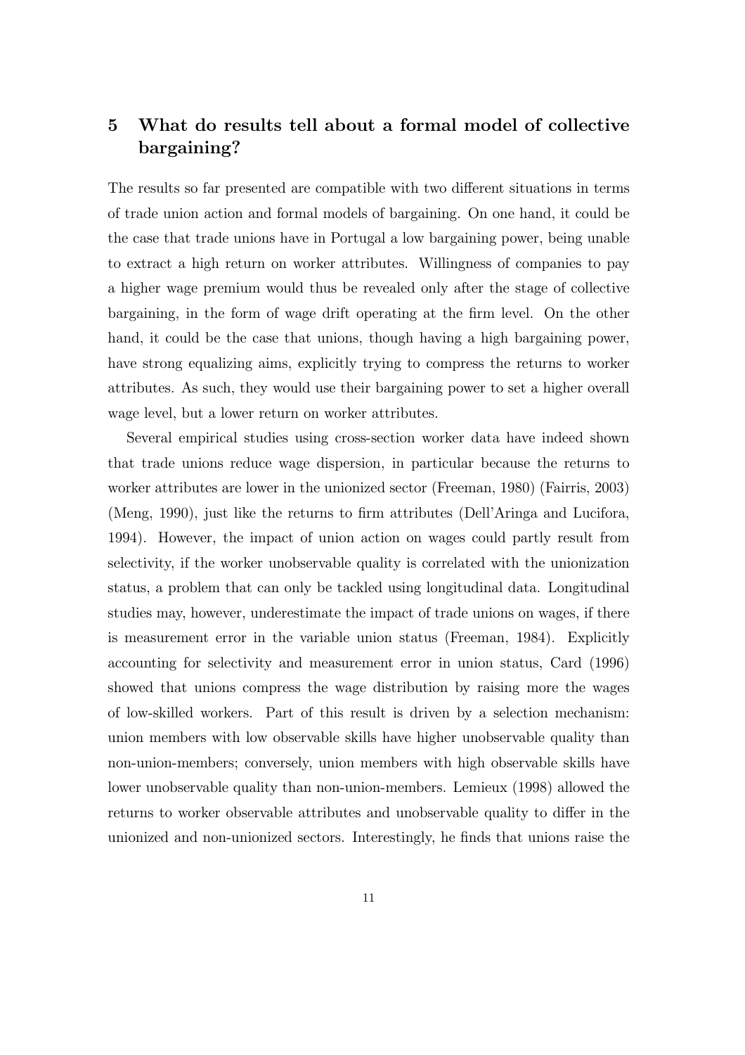## 5 What do results tell about a formal model of collective bargaining?

The results so far presented are compatible with two different situations in terms of trade union action and formal models of bargaining. On one hand, it could be the case that trade unions have in Portugal a low bargaining power, being unable to extract a high return on worker attributes. Willingness of companies to pay a higher wage premium would thus be revealed only after the stage of collective bargaining, in the form of wage drift operating at the firm level. On the other hand, it could be the case that unions, though having a high bargaining power, have strong equalizing aims, explicitly trying to compress the returns to worker attributes. As such, they would use their bargaining power to set a higher overall wage level, but a lower return on worker attributes.

Several empirical studies using cross-section worker data have indeed shown that trade unions reduce wage dispersion, in particular because the returns to worker attributes are lower in the unionized sector (Freeman, 1980) (Fairris, 2003) (Meng, 1990), just like the returns to firm attributes (Dell'Aringa and Lucifora, 1994). However, the impact of union action on wages could partly result from selectivity, if the worker unobservable quality is correlated with the unionization status, a problem that can only be tackled using longitudinal data. Longitudinal studies may, however, underestimate the impact of trade unions on wages, if there is measurement error in the variable union status (Freeman, 1984). Explicitly accounting for selectivity and measurement error in union status, Card (1996) showed that unions compress the wage distribution by raising more the wages of low-skilled workers. Part of this result is driven by a selection mechanism: union members with low observable skills have higher unobservable quality than non-union-members; conversely, union members with high observable skills have lower unobservable quality than non-union-members. Lemieux (1998) allowed the returns to worker observable attributes and unobservable quality to differ in the unionized and non-unionized sectors. Interestingly, he finds that unions raise the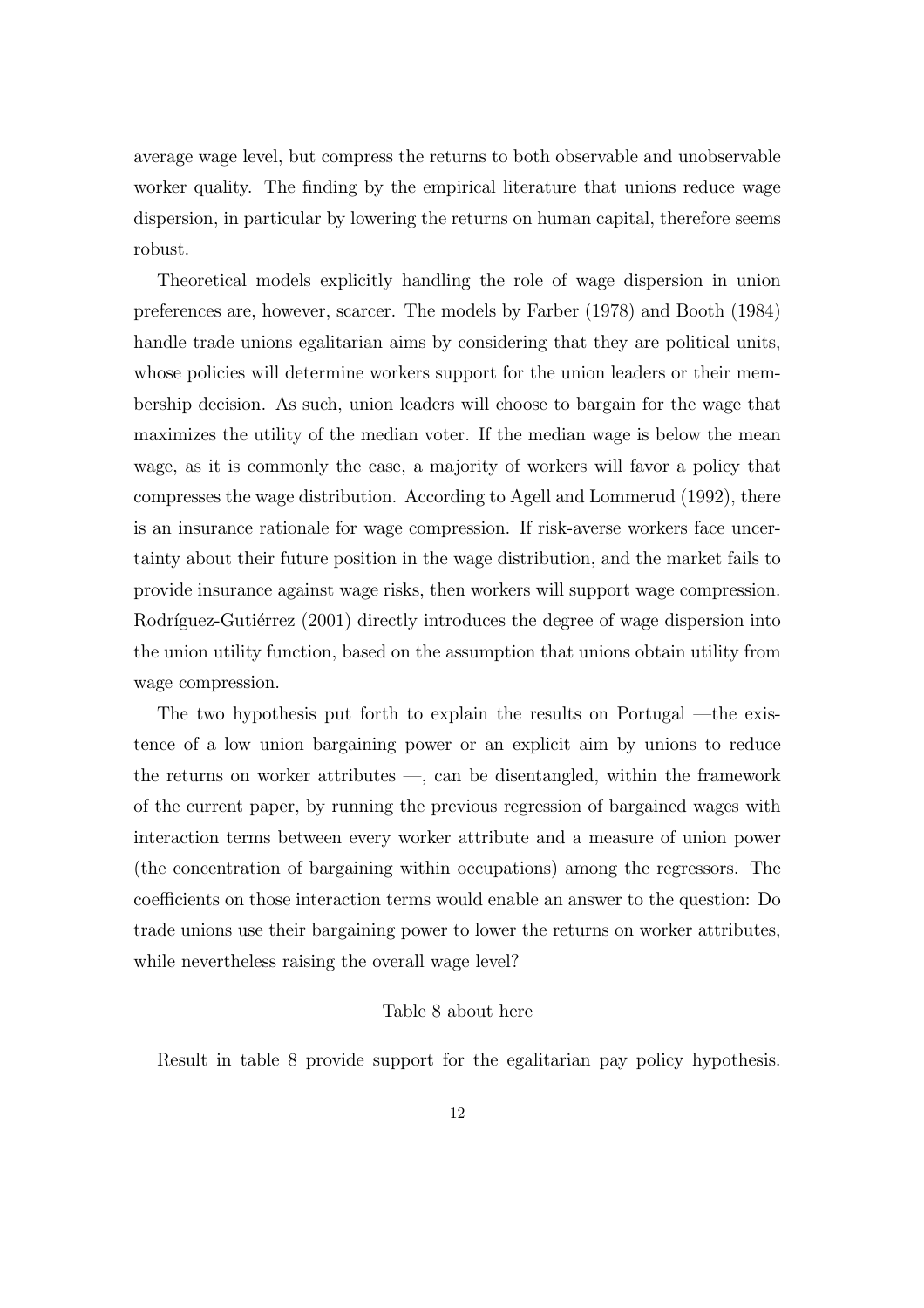average wage level, but compress the returns to both observable and unobservable worker quality. The finding by the empirical literature that unions reduce wage dispersion, in particular by lowering the returns on human capital, therefore seems robust.

Theoretical models explicitly handling the role of wage dispersion in union preferences are, however, scarcer. The models by Farber (1978) and Booth (1984) handle trade unions egalitarian aims by considering that they are political units, whose policies will determine workers support for the union leaders or their membership decision. As such, union leaders will choose to bargain for the wage that maximizes the utility of the median voter. If the median wage is below the mean wage, as it is commonly the case, a majority of workers will favor a policy that compresses the wage distribution. According to Agell and Lommerud (1992), there is an insurance rationale for wage compression. If risk-averse workers face uncertainty about their future position in the wage distribution, and the market fails to provide insurance against wage risks, then workers will support wage compression. Rodríguez-Gutiérrez (2001) directly introduces the degree of wage dispersion into the union utility function, based on the assumption that unions obtain utility from wage compression.

The two hypothesis put forth to explain the results on Portugal —the existence of a low union bargaining power or an explicit aim by unions to reduce the returns on worker attributes —, can be disentangled, within the framework of the current paper, by running the previous regression of bargained wages with interaction terms between every worker attribute and a measure of union power (the concentration of bargaining within occupations) among the regressors. The coefficients on those interaction terms would enable an answer to the question: Do trade unions use their bargaining power to lower the returns on worker attributes, while nevertheless raising the overall wage level?

————— Table 8 about here —————

Result in table 8 provide support for the egalitarian pay policy hypothesis.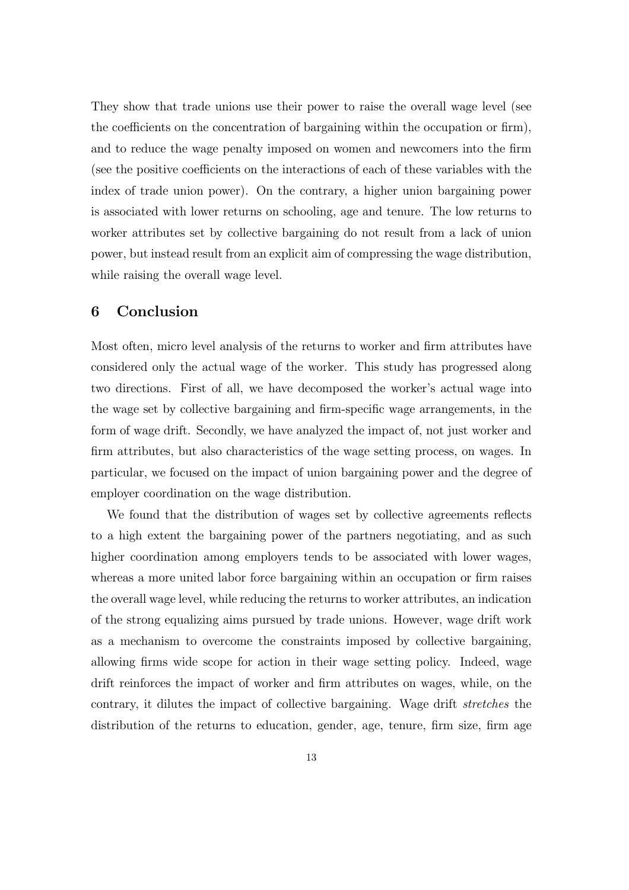They show that trade unions use their power to raise the overall wage level (see the coefficients on the concentration of bargaining within the occupation or firm), and to reduce the wage penalty imposed on women and newcomers into the firm (see the positive coefficients on the interactions of each of these variables with the index of trade union power). On the contrary, a higher union bargaining power is associated with lower returns on schooling, age and tenure. The low returns to worker attributes set by collective bargaining do not result from a lack of union power, but instead result from an explicit aim of compressing the wage distribution, while raising the overall wage level.

## 6 Conclusion

Most often, micro level analysis of the returns to worker and firm attributes have considered only the actual wage of the worker. This study has progressed along two directions. First of all, we have decomposed the worker's actual wage into the wage set by collective bargaining and firm-specific wage arrangements, in the form of wage drift. Secondly, we have analyzed the impact of, not just worker and firm attributes, but also characteristics of the wage setting process, on wages. In particular, we focused on the impact of union bargaining power and the degree of employer coordination on the wage distribution.

We found that the distribution of wages set by collective agreements reflects to a high extent the bargaining power of the partners negotiating, and as such higher coordination among employers tends to be associated with lower wages, whereas a more united labor force bargaining within an occupation or firm raises the overall wage level, while reducing the returns to worker attributes, an indication of the strong equalizing aims pursued by trade unions. However, wage drift work as a mechanism to overcome the constraints imposed by collective bargaining, allowing firms wide scope for action in their wage setting policy. Indeed, wage drift reinforces the impact of worker and firm attributes on wages, while, on the contrary, it dilutes the impact of collective bargaining. Wage drift *stretches* the distribution of the returns to education, gender, age, tenure, firm size, firm age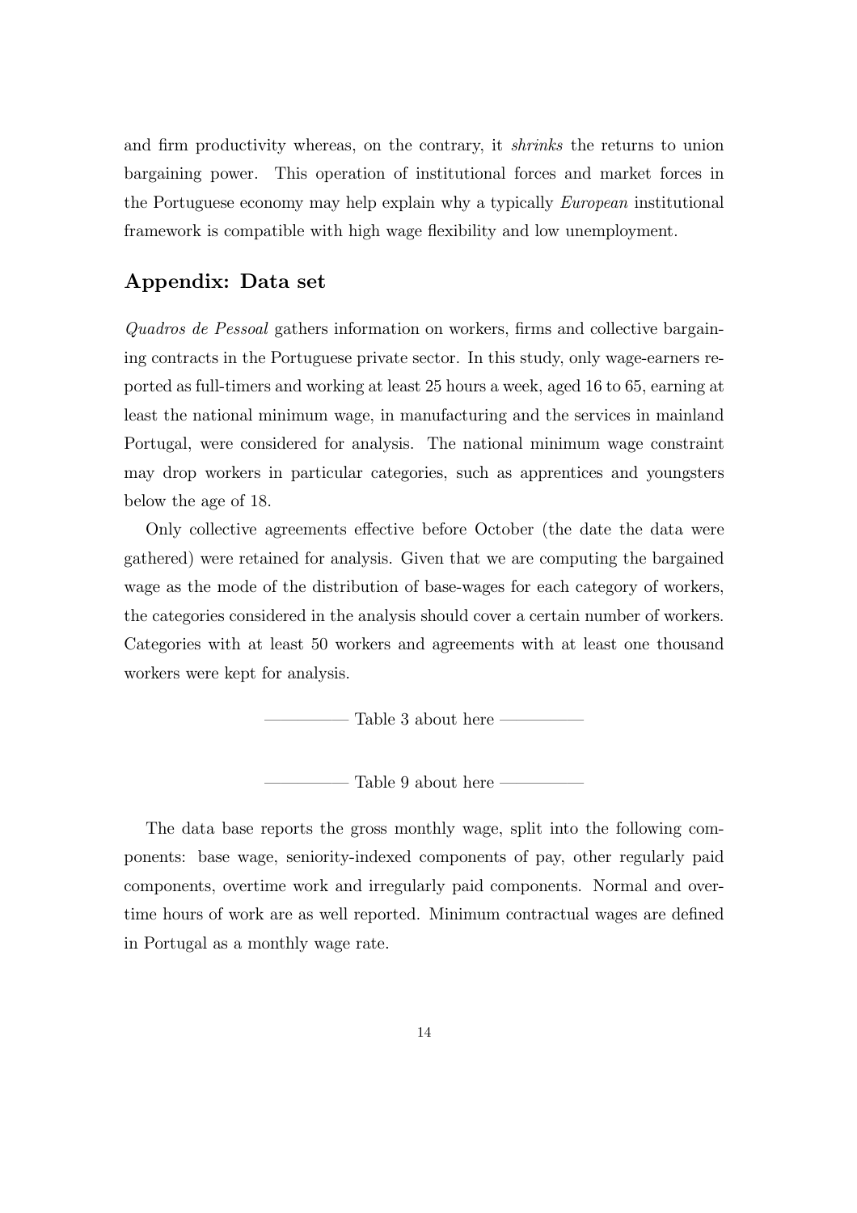and firm productivity whereas, on the contrary, it *shrinks* the returns to union bargaining power. This operation of institutional forces and market forces in the Portuguese economy may help explain why a typically *European* institutional framework is compatible with high wage flexibility and low unemployment.

## Appendix: Data set

*Quadros de Pessoal* gathers information on workers, firms and collective bargaining contracts in the Portuguese private sector. In this study, only wage-earners reported as full-timers and working at least 25 hours a week, aged 16 to 65, earning at least the national minimum wage, in manufacturing and the services in mainland Portugal, were considered for analysis. The national minimum wage constraint may drop workers in particular categories, such as apprentices and youngsters below the age of 18.

Only collective agreements effective before October (the date the data were gathered) were retained for analysis. Given that we are computing the bargained wage as the mode of the distribution of base-wages for each category of workers, the categories considered in the analysis should cover a certain number of workers. Categories with at least 50 workers and agreements with at least one thousand workers were kept for analysis.

————— Table 3 about here —————

————— Table 9 about here —————

The data base reports the gross monthly wage, split into the following components: base wage, seniority-indexed components of pay, other regularly paid components, overtime work and irregularly paid components. Normal and overtime hours of work are as well reported. Minimum contractual wages are defined in Portugal as a monthly wage rate.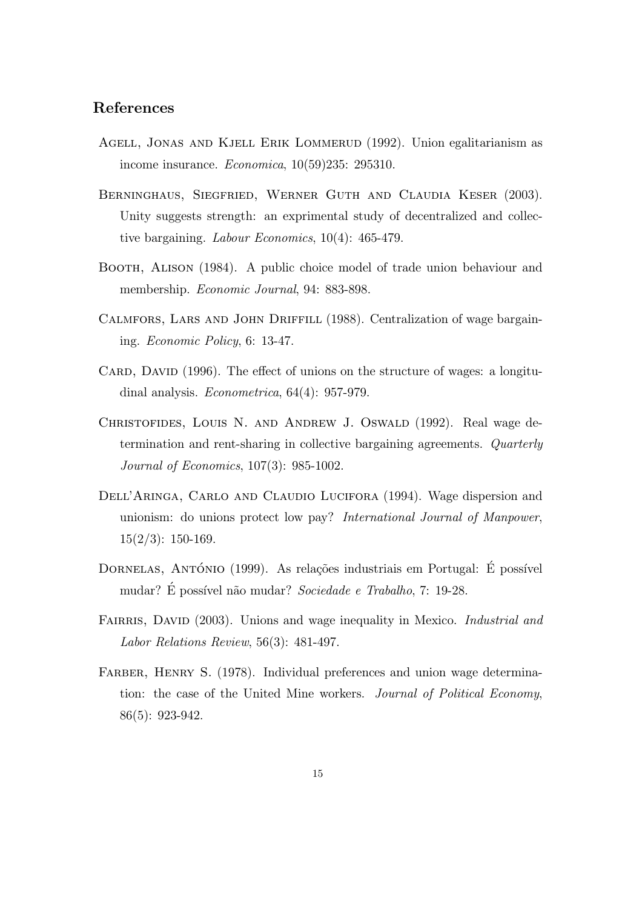## References

Agell, Jonas and Kjell Erik Lommerud (1992). Union egalitarianism as income insurance. *Economica*, 10(59)235: 295310.

Berninghaus, Siegfried, Werner Guth and Claudia Keser (2003). Unity suggests strength: an exprimental study of decentralized and collective bargaining. *Labour Economics*, 10(4): 465-479.

Booth, Alison (1984). A public choice model of trade union behaviour and membership. *Economic Journal*, 94: 883-898.

Calmfors, Lars and John Driffill (1988). Centralization of wage bargaining. *Economic Policy*, 6: 13-47.

Card, David (1996). The effect of unions on the structure of wages: a longitudinal analysis. *Econometrica*, 64(4): 957-979.

Christofides, Louis N. and Andrew J. Oswald (1992). Real wage determination and rent-sharing in collective bargaining agreements. *Quarterly Journal of Economics*, 107(3): 985-1002.

Dell'Aringa, Carlo and Claudio Lucifora (1994). Wage dispersion and unionism: do unions protect low pay? *International Journal of Manpower*, 15(2/3): 150-169.

Dornelas, António (1999). As relações industriais em Portugal: É possível mudar? É possível não mudar? *Sociedade e Trabalho*, 7: 19-28.

Fairris, David (2003). Unions and wage inequality in Mexico. *Industrial and Labor Relations Review*, 56(3): 481-497.

Farber, Henry S. (1978). Individual preferences and union wage determination: the case of the United Mine workers. *Journal of Political Economy*, 86(5): 923-942.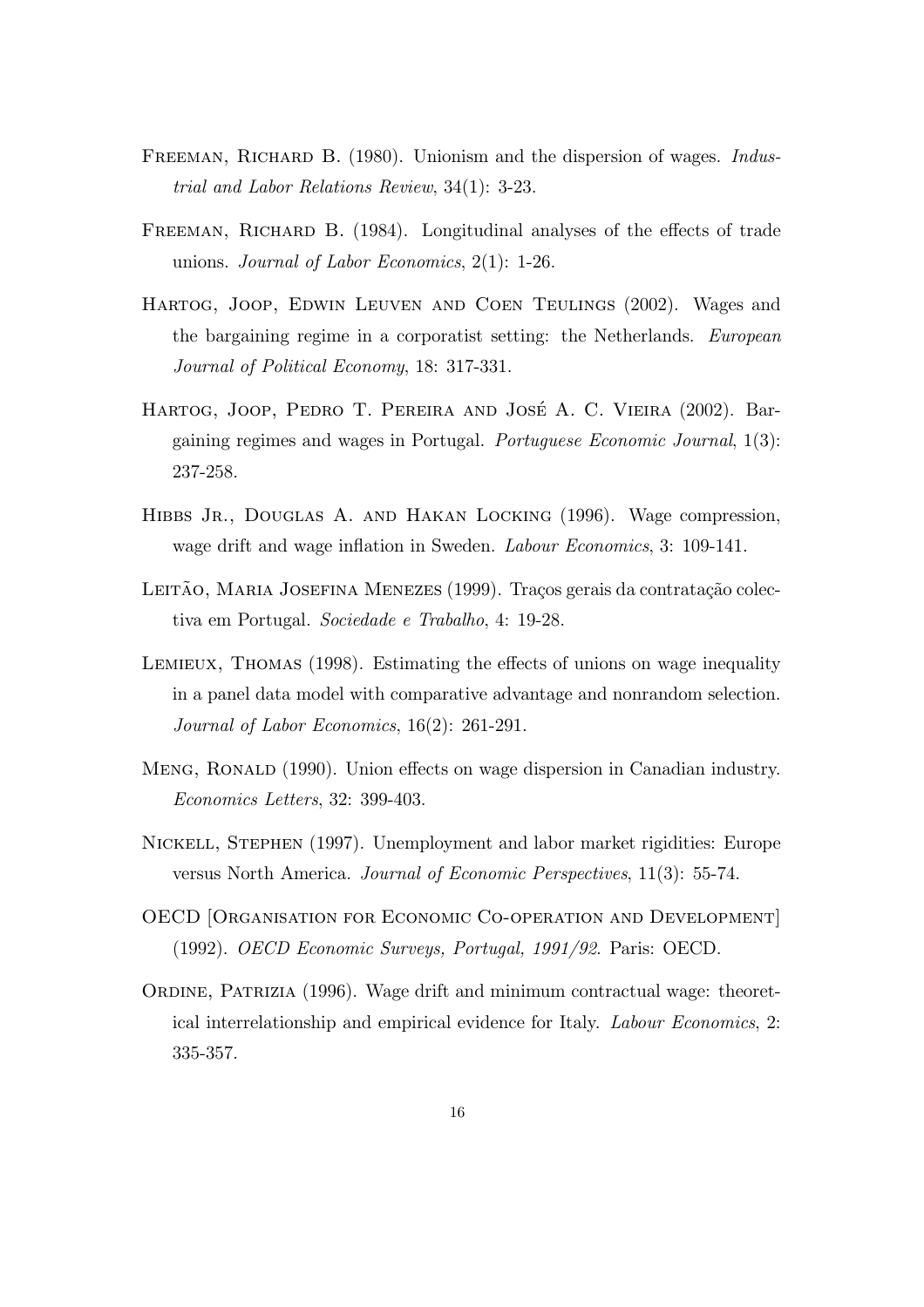Freeman, Richard B. (1980). Unionism and the dispersion of wages. *Industrial and Labor Relations Review*, 34(1): 3-23.

Freeman, Richard B. (1984). Longitudinal analyses of the effects of trade unions. *Journal of Labor Economics*, 2(1): 1-26.

Hartog, Joop, Edwin Leuven and Coen Teulings (2002). Wages and the bargaining regime in a corporatist setting: the Netherlands. *European Journal of Political Economy*, 18: 317-331.

Hartog, Joop, Pedro T. Pereira and José A. C. Vieira (2002). Bargaining regimes and wages in Portugal. *Portuguese Economic Journal*, 1(3): 237-258.

Hibbs Jr., Douglas A. and Hakan Locking (1996). Wage compression, wage drift and wage inflation in Sweden. *Labour Economics*, 3: 109-141.

Leitão, Maria Josefina Menezes (1999). Traços gerais da contratação colectiva em Portugal. *Sociedade e Trabalho*, 4: 19-28.

Lemieux, Thomas (1998). Estimating the effects of unions on wage inequality in a panel data model with comparative advantage and nonrandom selection. *Journal of Labor Economics*, 16(2): 261-291.

Meng, Ronald (1990). Union effects on wage dispersion in Canadian industry. *Economics Letters*, 32: 399-403.

Nickell, Stephen (1997). Unemployment and labor market rigidities: Europe versus North America. *Journal of Economic Perspectives*, 11(3): 55-74.

OECD [Organisation for Economic Co-operation and Development] (1992). *OECD Economic Surveys, Portugal, 1991/92*. Paris: OECD.

Ordine, Patrizia (1996). Wage drift and minimum contractual wage: theoretical interrelationship and empirical evidence for Italy. *Labour Economics*, 2: 335-357.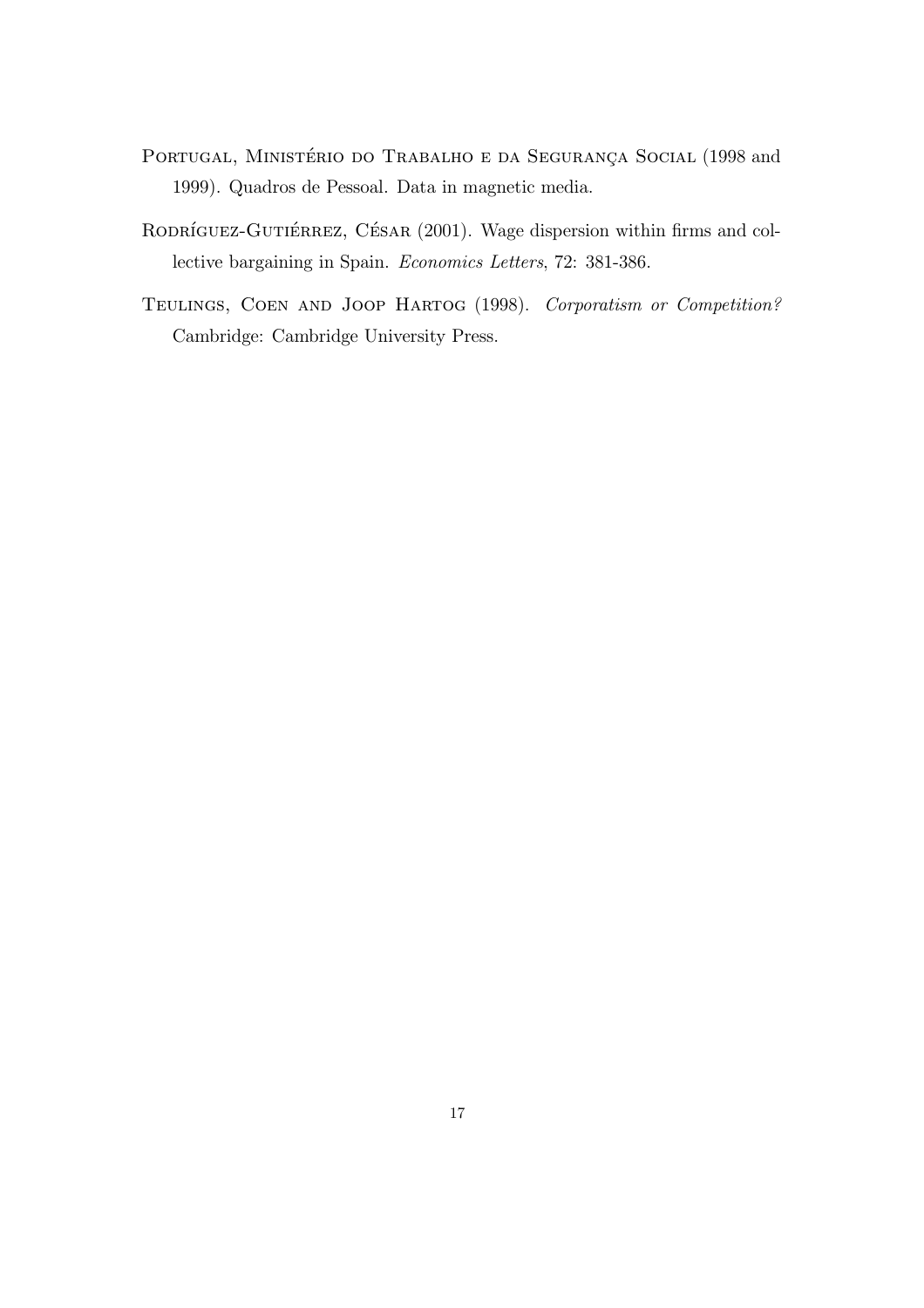Portugal, Ministério do Trabalho e da Segurança Social (1998 and 1999). Quadros de Pessoal. Data in magnetic media.

Rodríguez-Gutiérrez, César (2001). Wage dispersion within firms and collective bargaining in Spain. *Economics Letters*, 72: 381-386.

Teulings, Coen and Joop Hartog (1998). *Corporatism or Competition?* Cambridge: Cambridge University Press.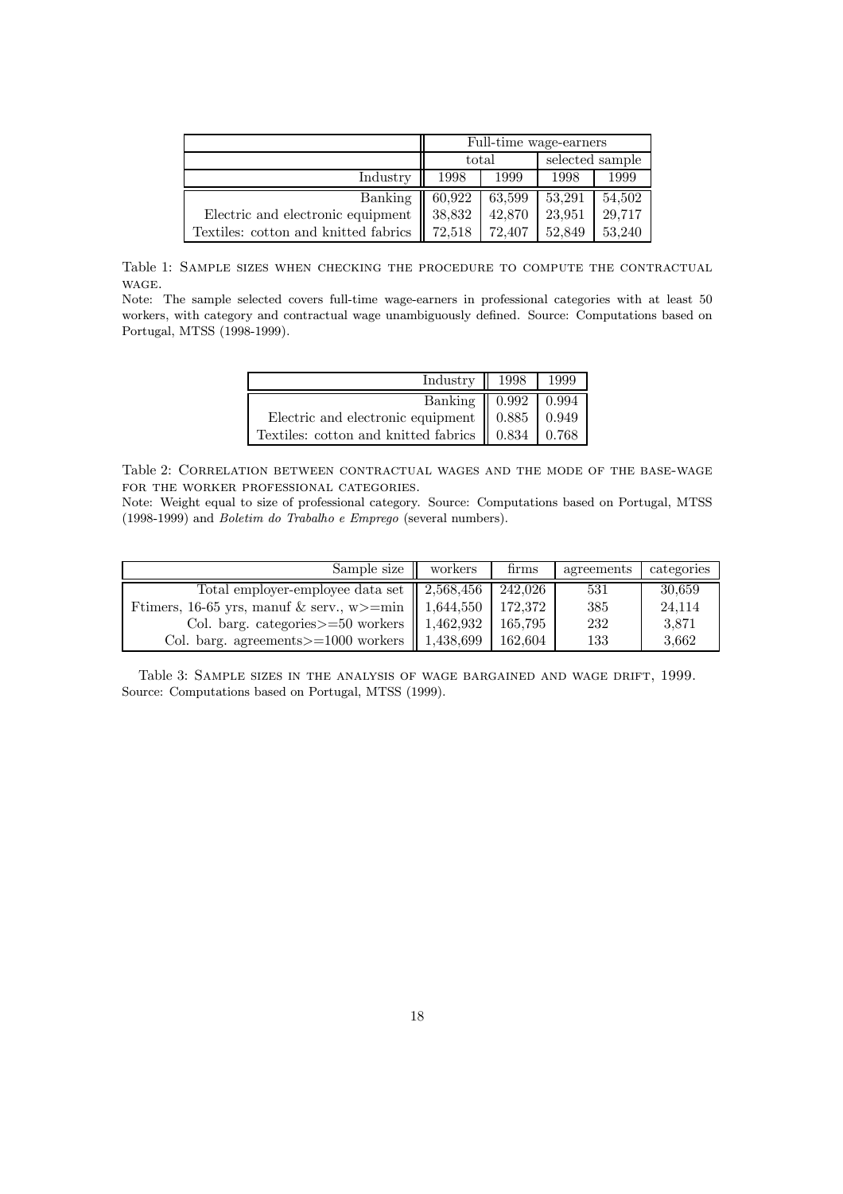| | Full-time wage-earners | | | |
|---|---|---|---|---|
| | total | | selected sample | |
| Industry | 1998 | 1999 | 1998 | 1999 |
| Banking | 60,922 | 63,599 | 53,291 | 54,502 |
| Electric and electronic equipment | 38,832 | 42,870 | 23,951 | 29,717 |
| Textiles: cotton and knitted fabrics | 72,518 | 72,407 | 52,849 | 53,240 |

Table 1: Sample sizes when checking the procedure to compute the contractual wage.

Note: The sample selected covers full-time wage-earners in professional categories with at least 50 workers, with category and contractual wage unambiguously defined. Source: Computations based on Portugal, MTSS (1998-1999).

| Industry | 1998 | 1999 |
|---|---|---|
| Banking | 0.992 | 0.994 |
| Electric and electronic equipment | 0.885 | 0.949 |
| Textiles: cotton and knitted fabrics | 0.834 | 0.768 |

Table 2: Correlation between contractual wages and the mode of the base-wage for the worker professional categories.

Note: Weight equal to size of professional category. Source: Computations based on Portugal, MTSS (1998-1999) and *Boletim do Trabalho e Emprego* (several numbers).

| Sample size | workers | firms | agreements | categories |
|---|---|---|---|---|
| Total employer-employee data set | 2,568,456 | 242,026 | 531 | 30,659 |
| Ftimers, 16-65 yrs, manuf & serv., w>=min | 1,644,550 | 172,372 | 385 | 24,114 |
| Col. barg. categories>=50 workers | 1,462,932 | 165,795 | 232 | 3,871 |
| Col. barg. agreements>=1000 workers | 1,438,699 | 162,604 | 133 | 3,662 |

Table 3: Sample sizes in the analysis of wage bargained and wage drift, 1999.

Source: Computations based on Portugal, MTSS (1999).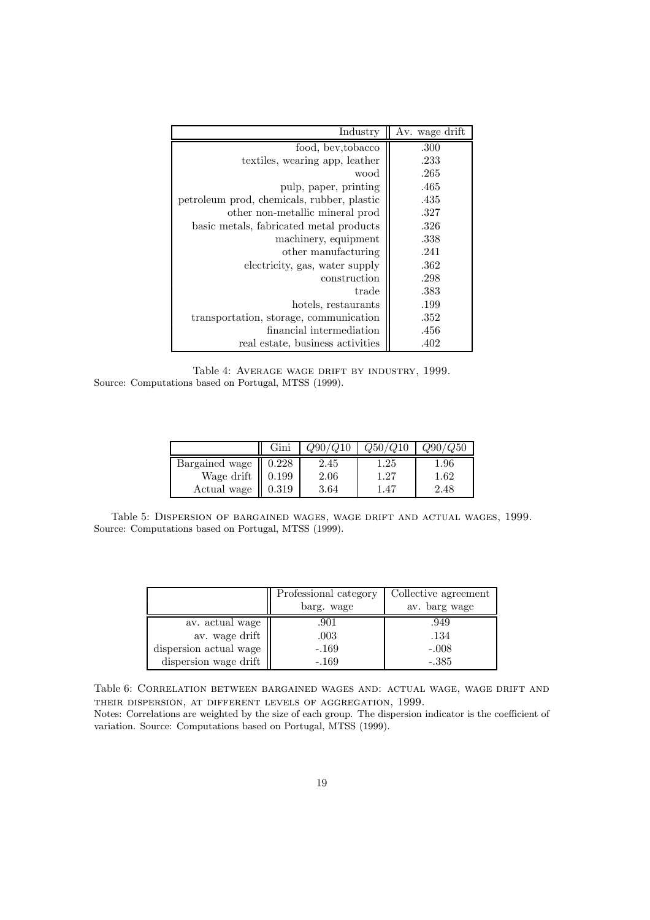| Industry | Av. wage drift |
|---|---|
| food, bev,tobacco | .300 |
| textiles, wearing app, leather | .233 |
| wood | .265 |
| pulp, paper, printing | .465 |
| petroleum prod, chemicals, rubber, plastic | .435 |
| other non-metallic mineral prod | .327 |
| basic metals, fabricated metal products | .326 |
| machinery, equipment | .338 |
| other manufacturing | .241 |
| electricity, gas, water supply | .362 |
| construction | .298 |
| trade | .383 |
| hotels, restaurants | .199 |
| transportation, storage, communication | .352 |
| financial intermediation | .456 |
| real estate, business activities | .402 |

Table 4: Average wage drift by industry, 1999.
Source: Computations based on Portugal, MTSS (1999).

| | Gini | $Q90/Q10$ | $Q50/Q10$ | $Q90/Q50$ |
|---|---|---|---|---|
| Bargained wage | 0.228 | 2.45 | 1.25 | 1.96 |
| Wage drift | 0.199 | 2.06 | 1.27 | 1.62 |
| Actual wage | 0.319 | 3.64 | 1.47 | 2.48 |

Table 5: Dispersion of bargained wages, wage drift and actual wages, 1999.
Source: Computations based on Portugal, MTSS (1999).

| | Professional category barg. wage | Collective agreement av. barg wage |
|---|---|---|
| av. actual wage | .901 | .949 |
| av. wage drift | .003 | .134 |
| dispersion actual wage | -.169 | -.008 |
| dispersion wage drift | -.169 | -.385 |

Table 6: Correlation between bargained wages and: actual wage, wage drift and their dispersion, at different levels of aggregation, 1999.
Notes: Correlations are weighted by the size of each group. The dispersion indicator is the coefficient of variation. Source: Computations based on Portugal, MTSS (1999).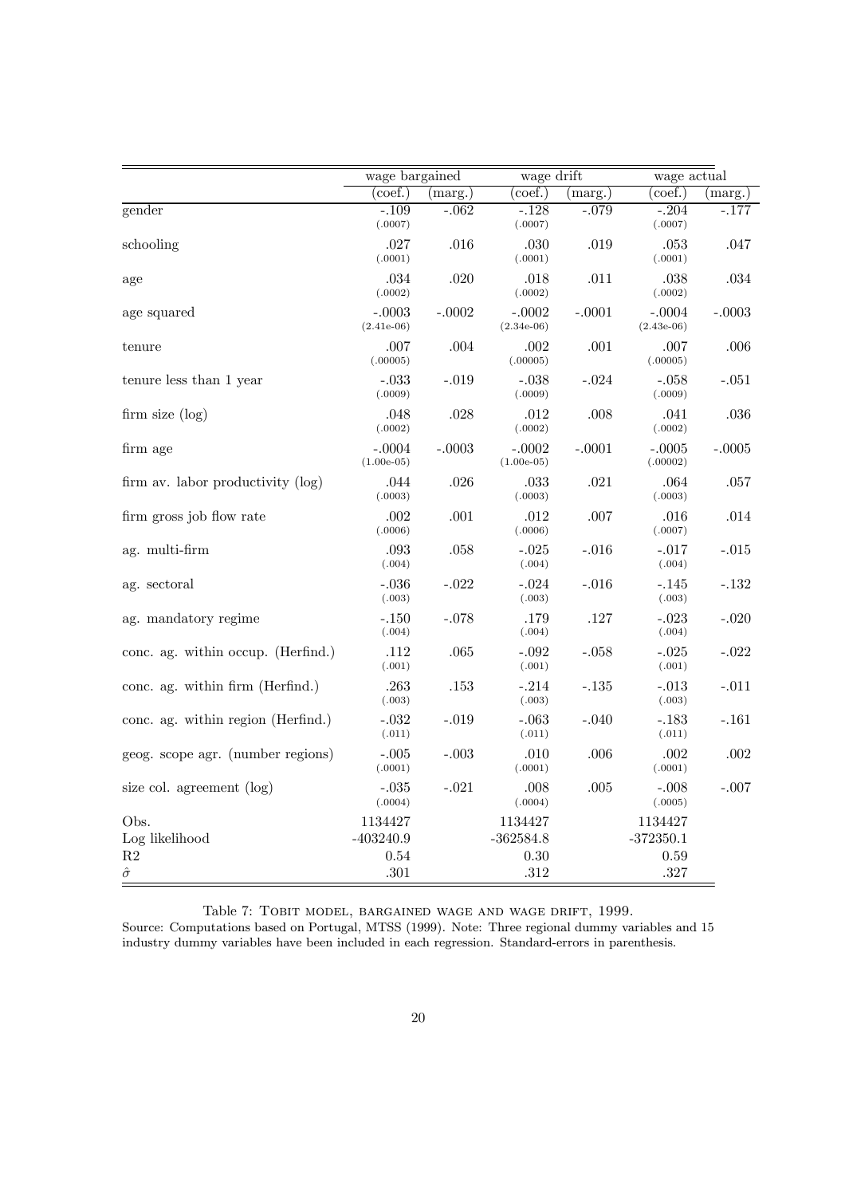| | wage bargained | | wage drift | | wage actual | |
|---|---|---|---|---|---|---|
| | (coef.) | (marg.) | (coef.) | (marg.) | (coef.) | (marg.) |
| gender | -.109 (.0007) | -.062 | -.128 (.0007) | -.079 | -.204 (.0007) | -.177 |
| schooling | .027 (.0001) | .016 | .030 (.0001) | .019 | .053 (.0001) | .047 |
| age | .034 (.0002) | .020 | .018 (.0002) | .011 | .038 (.0002) | .034 |
| age squared | -.0003 (2.41e-06) | -.0002 | -.0002 (2.34e-06) | -.0001 | -.0004 (2.43e-06) | -.0003 |
| tenure | .007 (.00005) | .004 | .002 (.00005) | .001 | .007 (.00005) | .006 |
| tenure less than 1 year | -.033 (.0009) | -.019 | -.038 (.0009) | -.024 | -.058 (.0009) | -.051 |
| firm size (log) | .048 (.0002) | .028 | .012 (.0002) | .008 | .041 (.0002) | .036 |
| firm age | -.0004 (1.00e-05) | -.0003 | -.0002 (1.00e-05) | -.0001 | -.0005 (.00002) | -.0005 |
| firm av. labor productivity (log) | .044 (.0003) | .026 | .033 (.0003) | .021 | .064 (.0003) | .057 |
| firm gross job flow rate | .002 (.0006) | .001 | .012 (.0006) | .007 | .016 (.0007) | .014 |
| ag. multi-firm | .093 (.004) | .058 | -.025 (.004) | -.016 | -.017 (.004) | -.015 |
| ag. sectoral | -.036 (.003) | -.022 | -.024 (.003) | -.016 | -.145 (.003) | -.132 |
| ag. mandatory regime | -.150 (.004) | -.078 | .179 (.004) | .127 | -.023 (.004) | -.020 |
| conc. ag. within occup. (Herfind.) | .112 (.001) | .065 | -.092 (.001) | -.058 | -.025 (.001) | -.022 |
| conc. ag. within firm (Herfind.) | .263 (.003) | .153 | -.214 (.003) | -.135 | -.013 (.003) | -.011 |
| conc. ag. within region (Herfind.) | -.032 (.011) | -.019 | -.063 (.011) | -.040 | -.183 (.011) | -.161 |
| geog. scope agr. (number regions) | -.005 (.0001) | -.003 | .010 (.0001) | .006 | .002 (.0001) | .002 |
| size col. agreement (log) | -.035 (.0004) | -.021 | .008 (.0004) | .005 | -.008 (.0005) | -.007 |
| Obs. | 1134427 | | 1134427 | | 1134427 | |
| Log likelihood | -403240.9 | | -362584.8 | | -372350.1 | |
| R2 | 0.54 | | 0.30 | | 0.59 | |
| $\hat{\sigma}$ | .301 | | .312 | | .327 | |

Table 7: Tobit model, bargained wage and wage drift, 1999.

Source: Computations based on Portugal, MTSS (1999). Note: Three regional dummy variables and 15 industry dummy variables have been included in each regression. Standard-errors in parenthesis.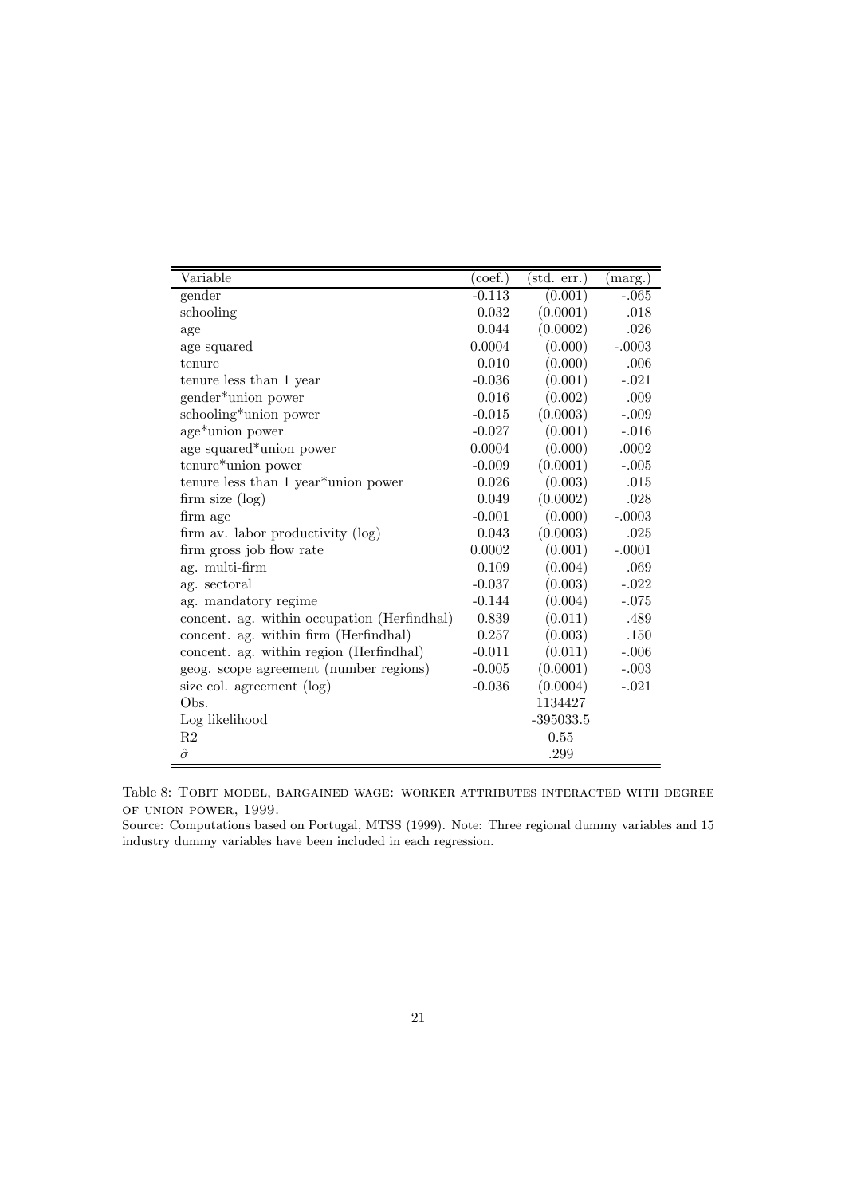| Variable | (coef.) | (std. err.) | (marg.) |
|---|---|---|---|
| gender | -0.113 | (0.001) | -.065 |
| schooling | 0.032 | (0.0001) | .018 |
| age | 0.044 | (0.0002) | .026 |
| age squared | 0.0004 | (0.000) | -.0003 |
| tenure | 0.010 | (0.000) | .006 |
| tenure less than 1 year | -0.036 | (0.001) | -.021 |
| gender*union power | 0.016 | (0.002) | .009 |
| schooling*union power | -0.015 | (0.0003) | -.009 |
| age*union power | -0.027 | (0.001) | -.016 |
| age squared*union power | 0.0004 | (0.000) | .0002 |
| tenure*union power | -0.009 | (0.0001) | -.005 |
| tenure less than 1 year*union power | 0.026 | (0.003) | .015 |
| firm size (log) | 0.049 | (0.0002) | .028 |
| firm age | -0.001 | (0.000) | -.0003 |
| firm av. labor productivity (log) | 0.043 | (0.0003) | .025 |
| firm gross job flow rate | 0.0002 | (0.001) | -.0001 |
| ag. multi-firm | 0.109 | (0.004) | .069 |
| ag. sectoral | -0.037 | (0.003) | -.022 |
| ag. mandatory regime | -0.144 | (0.004) | -.075 |
| concent. ag. within occupation (Herfindhal) | 0.839 | (0.011) | .489 |
| concent. ag. within firm (Herfindhal) | 0.257 | (0.003) | .150 |
| concent. ag. within region (Herfindhal) | -0.011 | (0.011) | -.006 |
| geog. scope agreement (number regions) | -0.005 | (0.0001) | -.003 |
| size col. agreement (log) | -0.036 | (0.0004) | -.021 |
| Obs. | | 1134427 | |
| Log likelihood | | -395033.5 | |
| R2 | | 0.55 | |
| $\hat{\sigma}$ | | .299 | |

Table 8: Tobit model, bargained wage: worker attributes interacted with degree of union power, 1999.
Source: Computations based on Portugal, MTSS (1999). Note: Three regional dummy variables and 15 industry dummy variables have been included in each regression.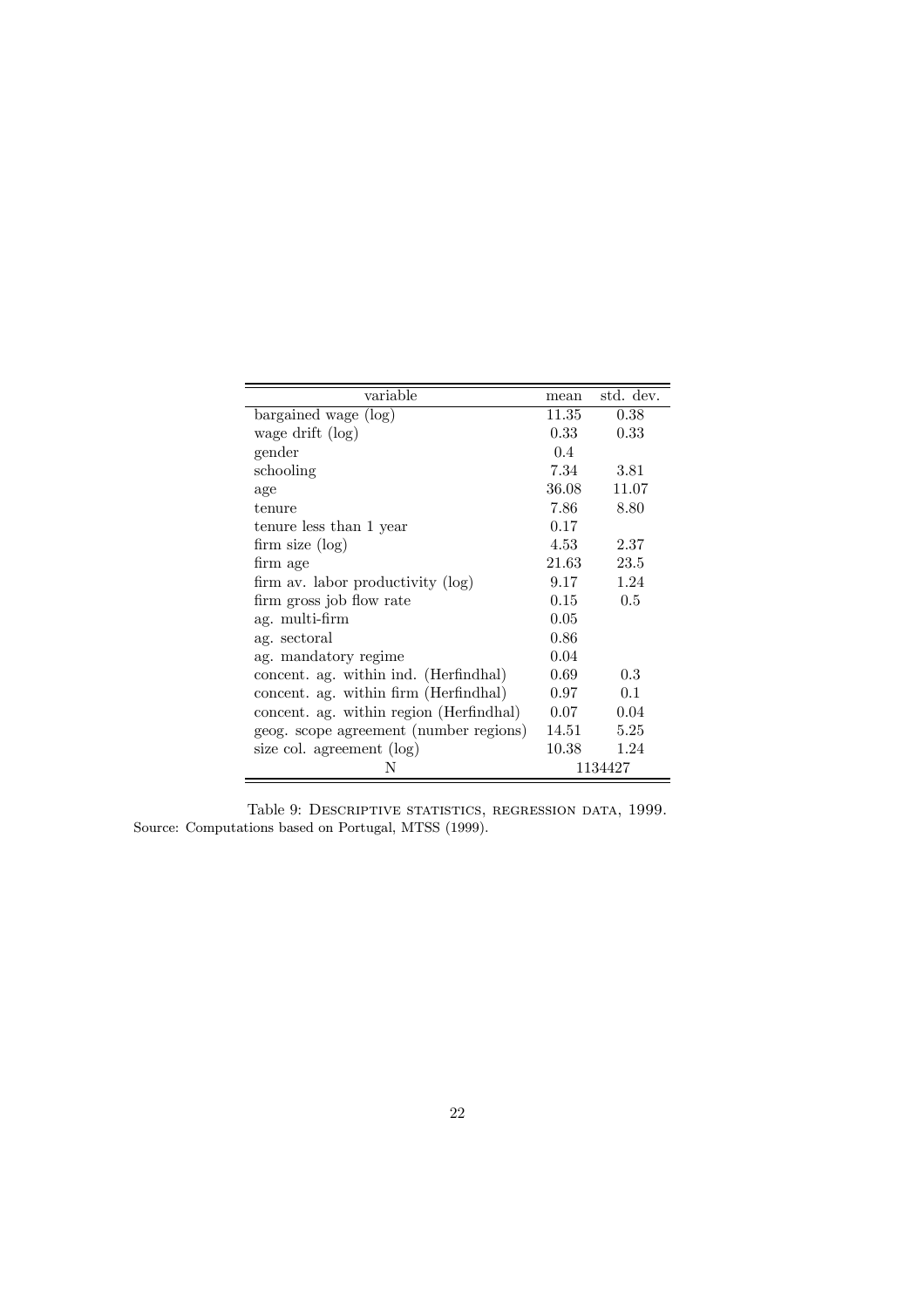| variable | mean | std. dev. |
|---|---|---|
| bargained wage (log) | 11.35 | 0.38 |
| wage drift (log) | 0.33 | 0.33 |
| gender | 0.4 | |
| schooling | 7.34 | 3.81 |
| age | 36.08 | 11.07 |
| tenure | 7.86 | 8.80 |
| tenure less than 1 year | 0.17 | |
| firm size (log) | 4.53 | 2.37 |
| firm age | 21.63 | 23.5 |
| firm av. labor productivity (log) | 9.17 | 1.24 |
| firm gross job flow rate | 0.15 | 0.5 |
| ag. multi-firm | 0.05 | |
| ag. sectoral | 0.86 | |
| ag. mandatory regime | 0.04 | |
| concent. ag. within ind. (Herfindhal) | 0.69 | 0.3 |
| concent. ag. within firm (Herfindhal) | 0.97 | 0.1 |
| concent. ag. within region (Herfindhal) | 0.07 | 0.04 |
| geog. scope agreement (number regions) | 14.51 | 5.25 |
| size col. agreement (log) | 10.38 | 1.24 |
| N | 1134427 | |

Table 9: Descriptive statistics, regression data, 1999.
Source: Computations based on Portugal, MTSS (1999).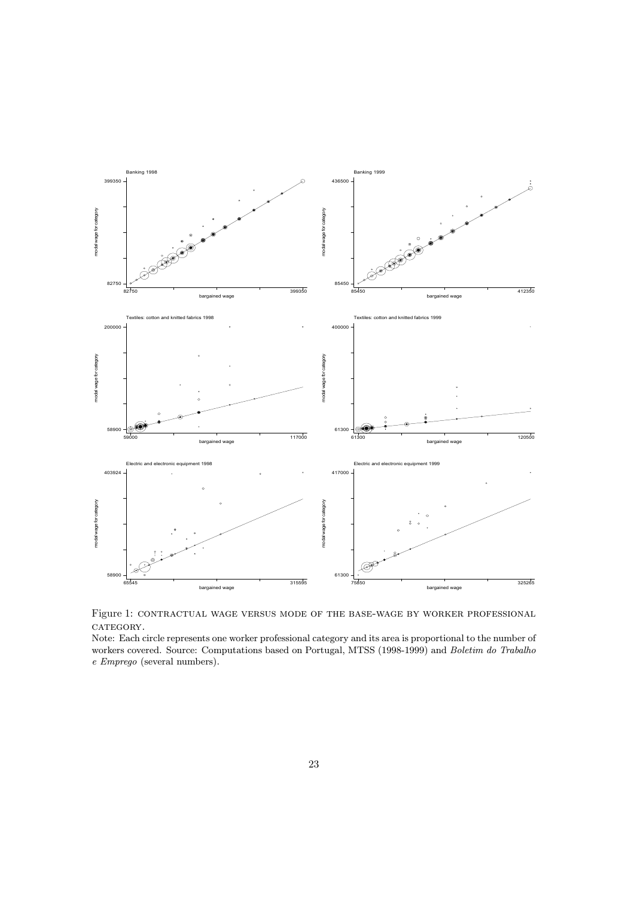Figure 1: CONTRACTUAL WAGE VERSUS MODE OF THE BASE-WAGE BY WORKER PROFESSIONAL CATEGORY.

Note: Each circle represents one worker professional category and its area is proportional to the number of workers covered. Source: Computations based on Portugal, MTSS (1998-1999) and *Boletim do Trabalho e Emprego* (several numbers).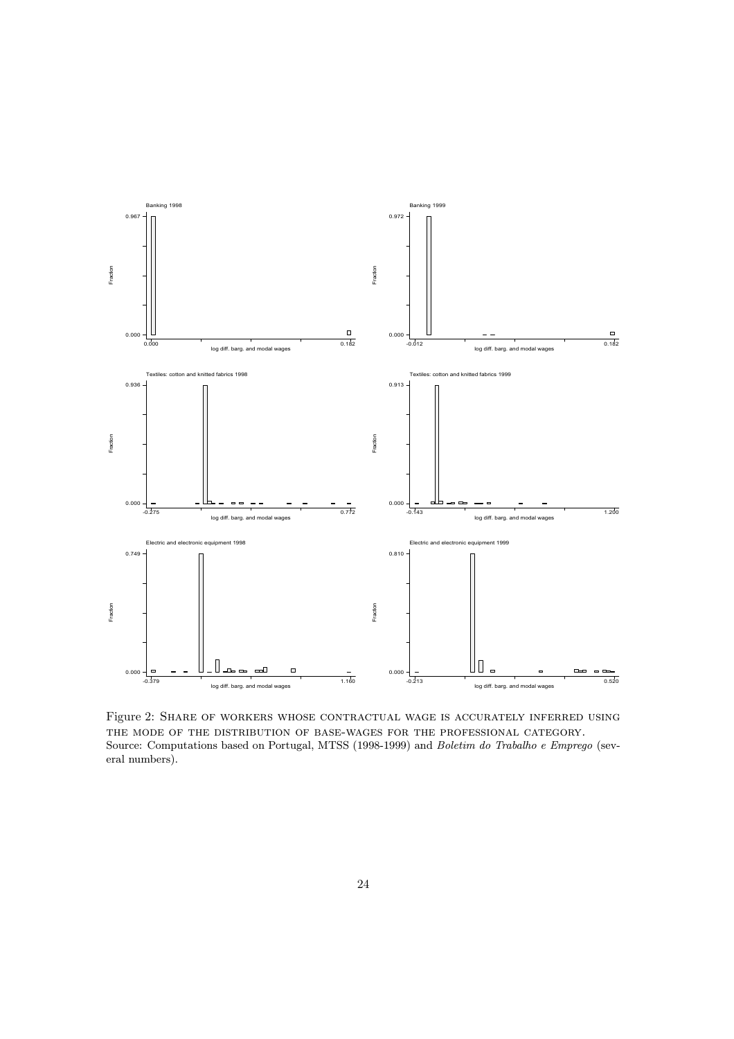Banking 1998

Banking 1999

Textiles: cotton and knitted fabrics 1998

Textiles: cotton and knitted fabrics 1999

Electric and electronic equipment 1998

Electric and electronic equipment 1999

Figure 2: Share of workers whose contractual wage is accurately inferred using the mode of the distribution of base-wages for the professional category.
Source: Computations based on Portugal, MTSS (1998-1999) and *Boletim do Trabalho e Emprego* (several numbers).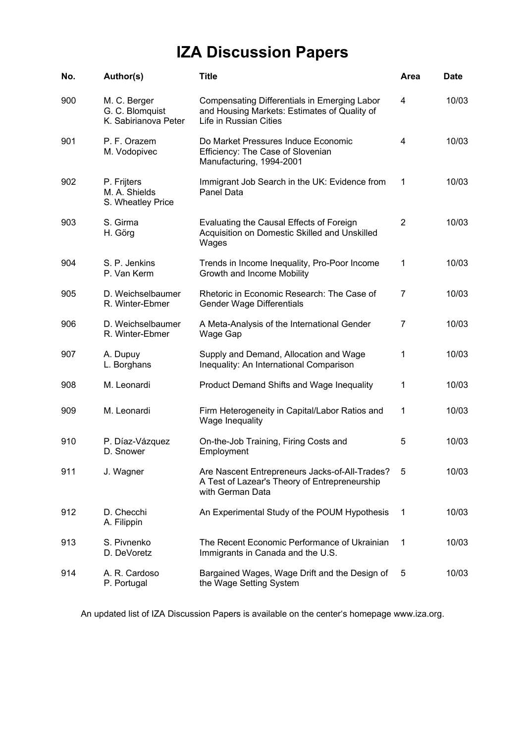# IZA Discussion Papers

| No. | Author(s) | Title | Area | Date |
|---|---|---|---|---|
| 900 | M. C. Berger<br>G. C. Blomquist<br>K. Sabirianova Peter | Compensating Differentials in Emerging Labor and Housing Markets: Estimates of Quality of Life in Russian Cities | 4 | 10/03 |
| 901 | P. F. Orazem<br>M. Vodopivec | Do Market Pressures Induce Economic Efficiency: The Case of Slovenian Manufacturing, 1994-2001 | 4 | 10/03 |
| 902 | P. Frijters<br>M. A. Shields<br>S. Wheatley Price | Immigrant Job Search in the UK: Evidence from Panel Data | 1 | 10/03 |
| 903 | S. Girma<br>H. Görg | Evaluating the Causal Effects of Foreign Acquisition on Domestic Skilled and Unskilled Wages | 2 | 10/03 |
| 904 | S. P. Jenkins<br>P. Van Kerm | Trends in Income Inequality, Pro-Poor Income Growth and Income Mobility | 1 | 10/03 |
| 905 | D. Weichselbaumer<br>R. Winter-Ebmer | Rhetoric in Economic Research: The Case of Gender Wage Differentials | 7 | 10/03 |
| 906 | D. Weichselbaumer<br>R. Winter-Ebmer | A Meta-Analysis of the International Gender Wage Gap | 7 | 10/03 |
| 907 | A. Dupuy<br>L. Borghans | Supply and Demand, Allocation and Wage Inequality: An International Comparison | 1 | 10/03 |
| 908 | M. Leonardi | Product Demand Shifts and Wage Inequality | 1 | 10/03 |
| 909 | M. Leonardi | Firm Heterogeneity in Capital/Labor Ratios and Wage Inequality | 1 | 10/03 |
| 910 | P. Díaz-Vázquez<br>D. Snower | On-the-Job Training, Firing Costs and Employment | 5 | 10/03 |
| 911 | J. Wagner | Are Nascent Entrepreneurs Jacks-of-All-Trades? A Test of Lazear's Theory of Entrepreneurship with German Data | 5 | 10/03 |
| 912 | D. Checchi<br>A. Filippin | An Experimental Study of the POUM Hypothesis | 1 | 10/03 |
| 913 | S. Pivnenko<br>D. DeVoretz | The Recent Economic Performance of Ukrainian Immigrants in Canada and the U.S. | 1 | 10/03 |
| 914 | A. R. Cardoso<br>P. Portugal | Bargained Wages, Wage Drift and the Design of the Wage Setting System | 5 | 10/03 |

An updated list of IZA Discussion Papers is available on the center's homepage www.iza.org.